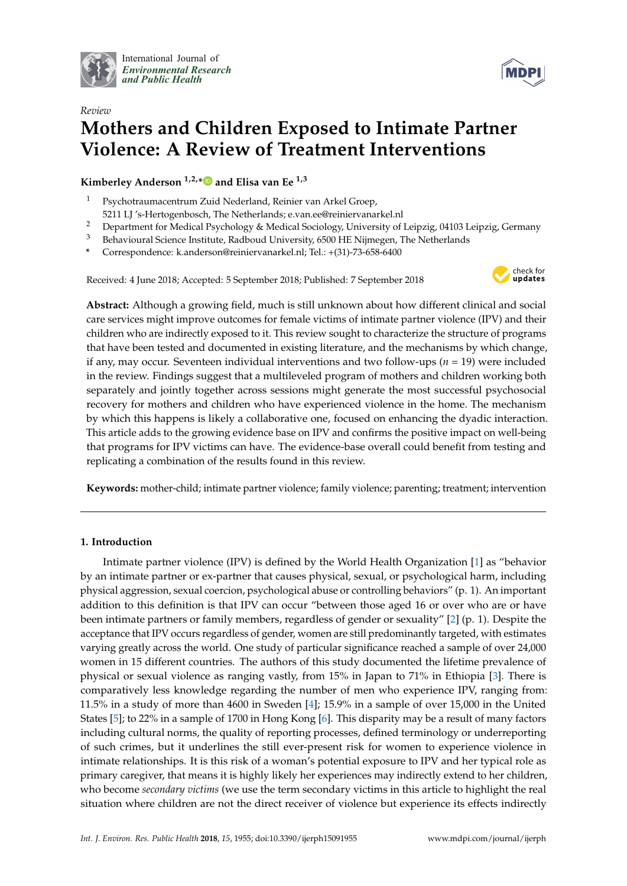International Journal of *Environmental Research and Public Health*

*Review*

# Mothers and Children Exposed to Intimate Partner Violence: A Review of Treatment Interventions

**Kimberley Anderson [1,2,*] and Elisa van Ee [1,3]**

1 Psychotraumacentrum Zuid Nederland, Reinier van Arkel Groep, 5211 LJ 's-Hertogenbosch, The Netherlands; e.van.ee@reiniervanarkel.nl
2 Department for Medical Psychology & Medical Sociology, University of Leipzig, 04103 Leipzig, Germany
3 Behavioural Science Institute, Radboud University, 6500 HE Nijmegen, The Netherlands
* Correspondence: k.anderson@reiniervanarkel.nl; Tel.: +(31)-73-658-6400

Received: 4 June 2018; Accepted: 5 September 2018; Published: 7 September 2018

**Abstract:** Although a growing field, much is still unknown about how different clinical and social care services might improve outcomes for female victims of intimate partner violence (IPV) and their children who are indirectly exposed to it. This review sought to characterize the structure of programs that have been tested and documented in existing literature, and the mechanisms by which change, if any, may occur. Seventeen individual interventions and two follow-ups ($n$ = 19) were included in the review. Findings suggest that a multileveled program of mothers and children working both separately and jointly together across sessions might generate the most successful psychosocial recovery for mothers and children who have experienced violence in the home. The mechanism by which this happens is likely a collaborative one, focused on enhancing the dyadic interaction. This article adds to the growing evidence base on IPV and confirms the positive impact on well-being that programs for IPV victims can have. The evidence-base overall could benefit from testing and replicating a combination of the results found in this review.

**Keywords:** mother-child; intimate partner violence; family violence; parenting; treatment; intervention

## 1. Introduction

Intimate partner violence (IPV) is defined by the World Health Organization [1] as "behavior by an intimate partner or ex-partner that causes physical, sexual, or psychological harm, including physical aggression, sexual coercion, psychological abuse or controlling behaviors" (p. 1). An important addition to this definition is that IPV can occur "between those aged 16 or over who are or have been intimate partners or family members, regardless of gender or sexuality" [2] (p. 1). Despite the acceptance that IPV occurs regardless of gender, women are still predominantly targeted, with estimates varying greatly across the world. One study of particular significance reached a sample of over 24,000 women in 15 different countries. The authors of this study documented the lifetime prevalence of physical or sexual violence as ranging vastly, from 15% in Japan to 71% in Ethiopia [3]. There is comparatively less knowledge regarding the number of men who experience IPV, ranging from: 11.5% in a study of more than 4600 in Sweden [4]; 15.9% in a sample of over 15,000 in the United States [5]; to 22% in a sample of 1700 in Hong Kong [6]. This disparity may be a result of many factors including cultural norms, the quality of reporting processes, defined terminology or underreporting of such crimes, but it underlines the still ever-present risk for women to experience violence in intimate relationships. It is this risk of a woman's potential exposure to IPV and her typical role as primary caregiver, that means it is highly likely her experiences may indirectly extend to her children, who become *secondary victims* (we use the term secondary victims in this article to highlight the real situation where children are not the direct receiver of violence but experience its effects indirectly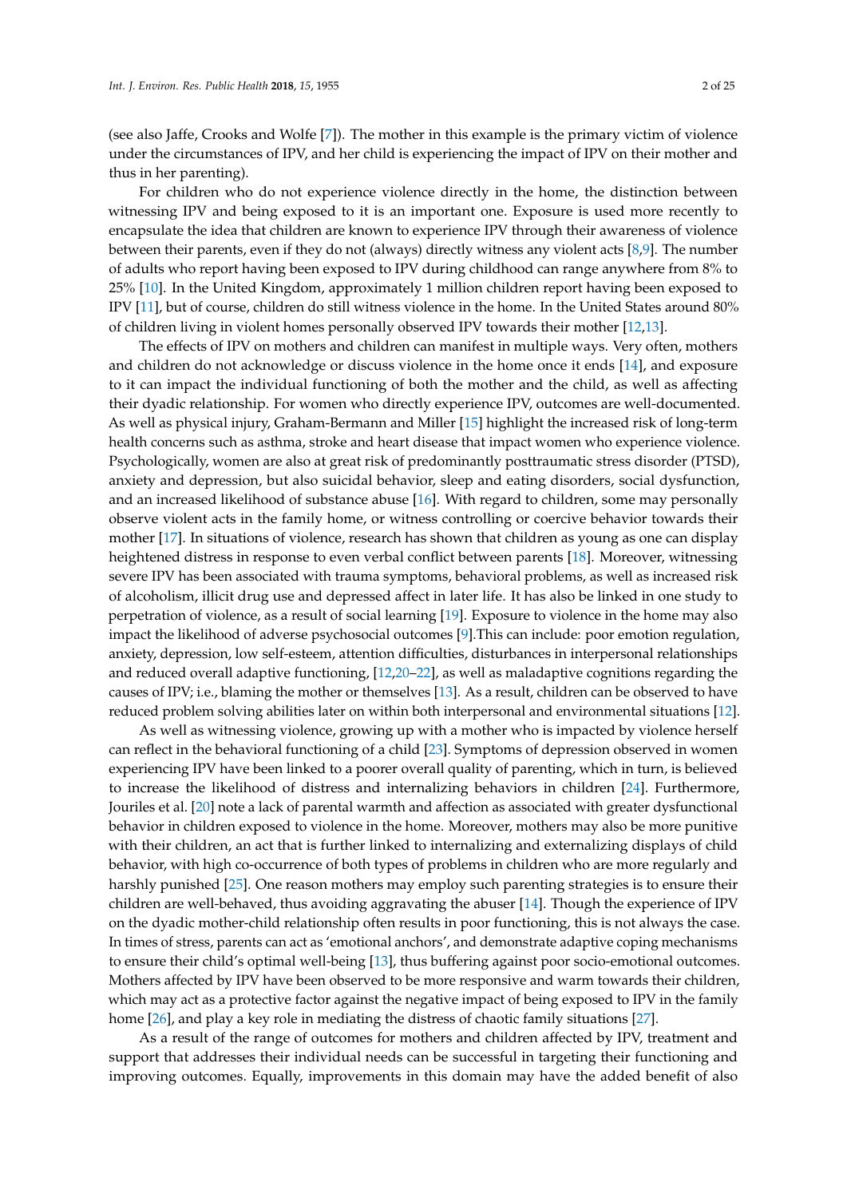(see also Jaffe, Crooks and Wolfe [7]). The mother in this example is the primary victim of violence under the circumstances of IPV, and her child is experiencing the impact of IPV on their mother and thus in her parenting).

For children who do not experience violence directly in the home, the distinction between witnessing IPV and being exposed to it is an important one. Exposure is used more recently to encapsulate the idea that children are known to experience IPV through their awareness of violence between their parents, even if they do not (always) directly witness any violent acts [8,9]. The number of adults who report having been exposed to IPV during childhood can range anywhere from 8% to 25% [10]. In the United Kingdom, approximately 1 million children report having been exposed to IPV [11], but of course, children do still witness violence in the home. In the United States around 80% of children living in violent homes personally observed IPV towards their mother [12,13].

The effects of IPV on mothers and children can manifest in multiple ways. Very often, mothers and children do not acknowledge or discuss violence in the home once it ends [14], and exposure to it can impact the individual functioning of both the mother and the child, as well as affecting their dyadic relationship. For women who directly experience IPV, outcomes are well-documented. As well as physical injury, Graham-Bermann and Miller [15] highlight the increased risk of long-term health concerns such as asthma, stroke and heart disease that impact women who experience violence. Psychologically, women are also at great risk of predominantly posttraumatic stress disorder (PTSD), anxiety and depression, but also suicidal behavior, sleep and eating disorders, social dysfunction, and an increased likelihood of substance abuse [16]. With regard to children, some may personally observe violent acts in the family home, or witness controlling or coercive behavior towards their mother [17]. In situations of violence, research has shown that children as young as one can display heightened distress in response to even verbal conflict between parents [18]. Moreover, witnessing severe IPV has been associated with trauma symptoms, behavioral problems, as well as increased risk of alcoholism, illicit drug use and depressed affect in later life. It has also be linked in one study to perpetration of violence, as a result of social learning [19]. Exposure to violence in the home may also impact the likelihood of adverse psychosocial outcomes [9].This can include: poor emotion regulation, anxiety, depression, low self-esteem, attention difficulties, disturbances in interpersonal relationships and reduced overall adaptive functioning, [12,20–22], as well as maladaptive cognitions regarding the causes of IPV; i.e., blaming the mother or themselves [13]. As a result, children can be observed to have reduced problem solving abilities later on within both interpersonal and environmental situations [12].

As well as witnessing violence, growing up with a mother who is impacted by violence herself can reflect in the behavioral functioning of a child [23]. Symptoms of depression observed in women experiencing IPV have been linked to a poorer overall quality of parenting, which in turn, is believed to increase the likelihood of distress and internalizing behaviors in children [24]. Furthermore, Jouriles et al. [20] note a lack of parental warmth and affection as associated with greater dysfunctional behavior in children exposed to violence in the home. Moreover, mothers may also be more punitive with their children, an act that is further linked to internalizing and externalizing displays of child behavior, with high co-occurrence of both types of problems in children who are more regularly and harshly punished [25]. One reason mothers may employ such parenting strategies is to ensure their children are well-behaved, thus avoiding aggravating the abuser [14]. Though the experience of IPV on the dyadic mother-child relationship often results in poor functioning, this is not always the case. In times of stress, parents can act as 'emotional anchors', and demonstrate adaptive coping mechanisms to ensure their child's optimal well-being [13], thus buffering against poor socio-emotional outcomes. Mothers affected by IPV have been observed to be more responsive and warm towards their children, which may act as a protective factor against the negative impact of being exposed to IPV in the family home [26], and play a key role in mediating the distress of chaotic family situations [27].

As a result of the range of outcomes for mothers and children affected by IPV, treatment and support that addresses their individual needs can be successful in targeting their functioning and improving outcomes. Equally, improvements in this domain may have the added benefit of also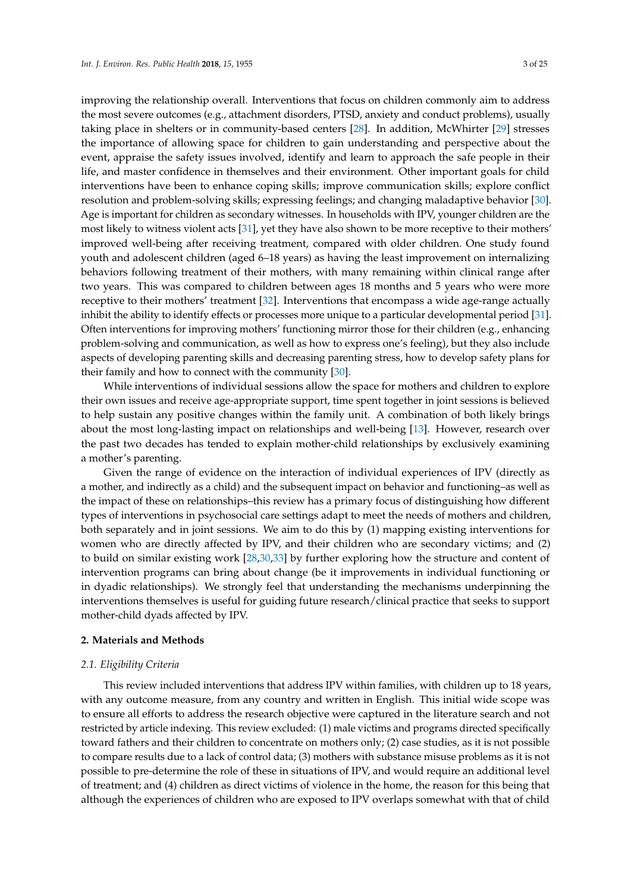improving the relationship overall. Interventions that focus on children commonly aim to address the most severe outcomes (e.g., attachment disorders, PTSD, anxiety and conduct problems), usually taking place in shelters or in community-based centers [28]. In addition, McWhirter [29] stresses the importance of allowing space for children to gain understanding and perspective about the event, appraise the safety issues involved, identify and learn to approach the safe people in their life, and master confidence in themselves and their environment. Other important goals for child interventions have been to enhance coping skills; improve communication skills; explore conflict resolution and problem-solving skills; expressing feelings; and changing maladaptive behavior [30]. Age is important for children as secondary witnesses. In households with IPV, younger children are the most likely to witness violent acts [31], yet they have also shown to be more receptive to their mothers' improved well-being after receiving treatment, compared with older children. One study found youth and adolescent children (aged 6–18 years) as having the least improvement on internalizing behaviors following treatment of their mothers, with many remaining within clinical range after two years. This was compared to children between ages 18 months and 5 years who were more receptive to their mothers' treatment [32]. Interventions that encompass a wide age-range actually inhibit the ability to identify effects or processes more unique to a particular developmental period [31]. Often interventions for improving mothers' functioning mirror those for their children (e.g., enhancing problem-solving and communication, as well as how to express one's feeling), but they also include aspects of developing parenting skills and decreasing parenting stress, how to develop safety plans for their family and how to connect with the community [30].

While interventions of individual sessions allow the space for mothers and children to explore their own issues and receive age-appropriate support, time spent together in joint sessions is believed to help sustain any positive changes within the family unit. A combination of both likely brings about the most long-lasting impact on relationships and well-being [13]. However, research over the past two decades has tended to explain mother-child relationships by exclusively examining a mother's parenting.

Given the range of evidence on the interaction of individual experiences of IPV (directly as a mother, and indirectly as a child) and the subsequent impact on behavior and functioning–as well as the impact of these on relationships–this review has a primary focus of distinguishing how different types of interventions in psychosocial care settings adapt to meet the needs of mothers and children, both separately and in joint sessions. We aim to do this by (1) mapping existing interventions for women who are directly affected by IPV, and their children who are secondary victims; and (2) to build on similar existing work [28,30,33] by further exploring how the structure and content of intervention programs can bring about change (be it improvements in individual functioning or in dyadic relationships). We strongly feel that understanding the mechanisms underpinning the interventions themselves is useful for guiding future research/clinical practice that seeks to support mother-child dyads affected by IPV.

## 2. Materials and Methods

### *2.1. Eligibility Criteria*

This review included interventions that address IPV within families, with children up to 18 years, with any outcome measure, from any country and written in English. This initial wide scope was to ensure all efforts to address the research objective were captured in the literature search and not restricted by article indexing. This review excluded: (1) male victims and programs directed specifically toward fathers and their children to concentrate on mothers only; (2) case studies, as it is not possible to compare results due to a lack of control data; (3) mothers with substance misuse problems as it is not possible to pre-determine the role of these in situations of IPV, and would require an additional level of treatment; and (4) children as direct victims of violence in the home, the reason for this being that although the experiences of children who are exposed to IPV overlaps somewhat with that of child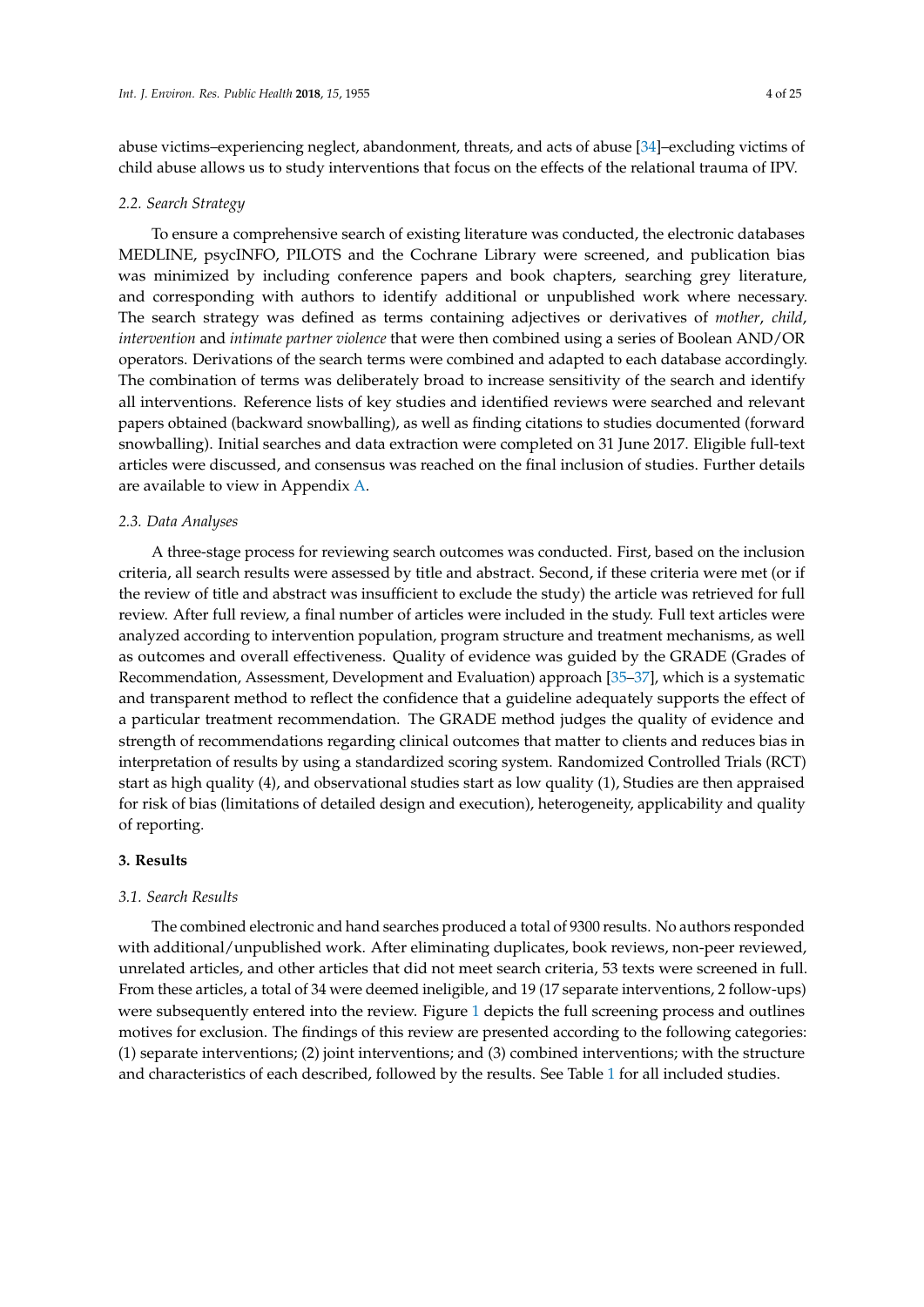abuse victims–experiencing neglect, abandonment, threats, and acts of abuse [34]–excluding victims of child abuse allows us to study interventions that focus on the effects of the relational trauma of IPV.

### 2.2. Search Strategy

To ensure a comprehensive search of existing literature was conducted, the electronic databases MEDLINE, psycINFO, PILOTS and the Cochrane Library were screened, and publication bias was minimized by including conference papers and book chapters, searching grey literature, and corresponding with authors to identify additional or unpublished work where necessary. The search strategy was defined as terms containing adjectives or derivatives of *mother*, *child*, *intervention* and *intimate partner violence* that were then combined using a series of Boolean AND/OR operators. Derivations of the search terms were combined and adapted to each database accordingly. The combination of terms was deliberately broad to increase sensitivity of the search and identify all interventions. Reference lists of key studies and identified reviews were searched and relevant papers obtained (backward snowballing), as well as finding citations to studies documented (forward snowballing). Initial searches and data extraction were completed on 31 June 2017. Eligible full-text articles were discussed, and consensus was reached on the final inclusion of studies. Further details are available to view in Appendix A.

### 2.3. Data Analyses

A three-stage process for reviewing search outcomes was conducted. First, based on the inclusion criteria, all search results were assessed by title and abstract. Second, if these criteria were met (or if the review of title and abstract was insufficient to exclude the study) the article was retrieved for full review. After full review, a final number of articles were included in the study. Full text articles were analyzed according to intervention population, program structure and treatment mechanisms, as well as outcomes and overall effectiveness. Quality of evidence was guided by the GRADE (Grades of Recommendation, Assessment, Development and Evaluation) approach [35–37], which is a systematic and transparent method to reflect the confidence that a guideline adequately supports the effect of a particular treatment recommendation. The GRADE method judges the quality of evidence and strength of recommendations regarding clinical outcomes that matter to clients and reduces bias in interpretation of results by using a standardized scoring system. Randomized Controlled Trials (RCT) start as high quality (4), and observational studies start as low quality (1), Studies are then appraised for risk of bias (limitations of detailed design and execution), heterogeneity, applicability and quality of reporting.

## 3. Results

### 3.1. Search Results

The combined electronic and hand searches produced a total of 9300 results. No authors responded with additional/unpublished work. After eliminating duplicates, book reviews, non-peer reviewed, unrelated articles, and other articles that did not meet search criteria, 53 texts were screened in full. From these articles, a total of 34 were deemed ineligible, and 19 (17 separate interventions, 2 follow-ups) were subsequently entered into the review. Figure 1 depicts the full screening process and outlines motives for exclusion. The findings of this review are presented according to the following categories: (1) separate interventions; (2) joint interventions; and (3) combined interventions; with the structure and characteristics of each described, followed by the results. See Table 1 for all included studies.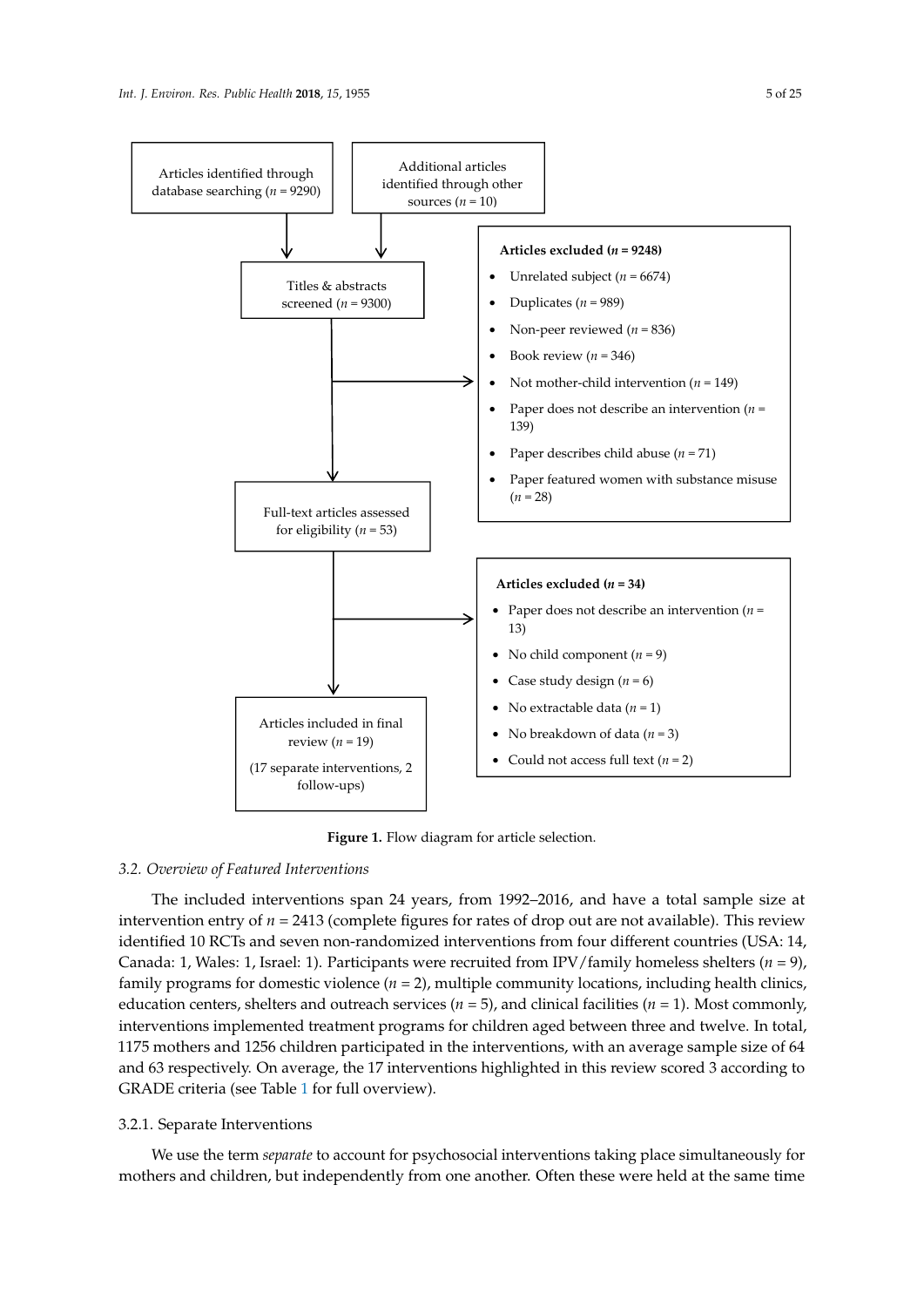Articles identified through database searching ($n$ = 9290)

Additional articles identified through other sources ($n$ = 10)

Titles & abstracts screened ($n$ = 9300)

**Articles excluded ($n$ = 9248)**

- Unrelated subject ($n$ = 6674)
- Duplicates ($n$ = 989)
- Non-peer reviewed ($n$ = 836)
- Book review ($n$ = 346)
- Not mother-child intervention ($n$ = 149)
- Paper does not describe an intervention ($n$ = 139)
- Paper describes child abuse ($n$ = 71)
- Paper featured women with substance misuse ($n$ = 28)

Full-text articles assessed for eligibility ($n$ = 53)

**Articles excluded ($n$ = 34)**

- Paper does not describe an intervention ($n$ = 13)
- No child component ($n$ = 9)
- Case study design ($n$ = 6)
- No extractable data ($n$ = 1)
- No breakdown of data ($n$ = 3)
- Could not access full text ($n$ = 2)

Articles included in final review ($n$ = 19)

(17 separate interventions, 2 follow-ups)

**Figure 1.** Flow diagram for article selection.

### *3.2. Overview of Featured Interventions*

The included interventions span 24 years, from 1992–2016, and have a total sample size at intervention entry of $n$ = 2413 (complete figures for rates of drop out are not available). This review identified 10 RCTs and seven non-randomized interventions from four different countries (USA: 14, Canada: 1, Wales: 1, Israel: 1). Participants were recruited from IPV/family homeless shelters ($n$ = 9), family programs for domestic violence ($n$ = 2), multiple community locations, including health clinics, education centers, shelters and outreach services ($n$ = 5), and clinical facilities ($n$ = 1). Most commonly, interventions implemented treatment programs for children aged between three and twelve. In total, 1175 mothers and 1256 children participated in the interventions, with an average sample size of 64 and 63 respectively. On average, the 17 interventions highlighted in this review scored 3 according to GRADE criteria (see Table 1 for full overview).

#### 3.2.1. Separate Interventions

We use the term *separate* to account for psychosocial interventions taking place simultaneously for mothers and children, but independently from one another. Often these were held at the same time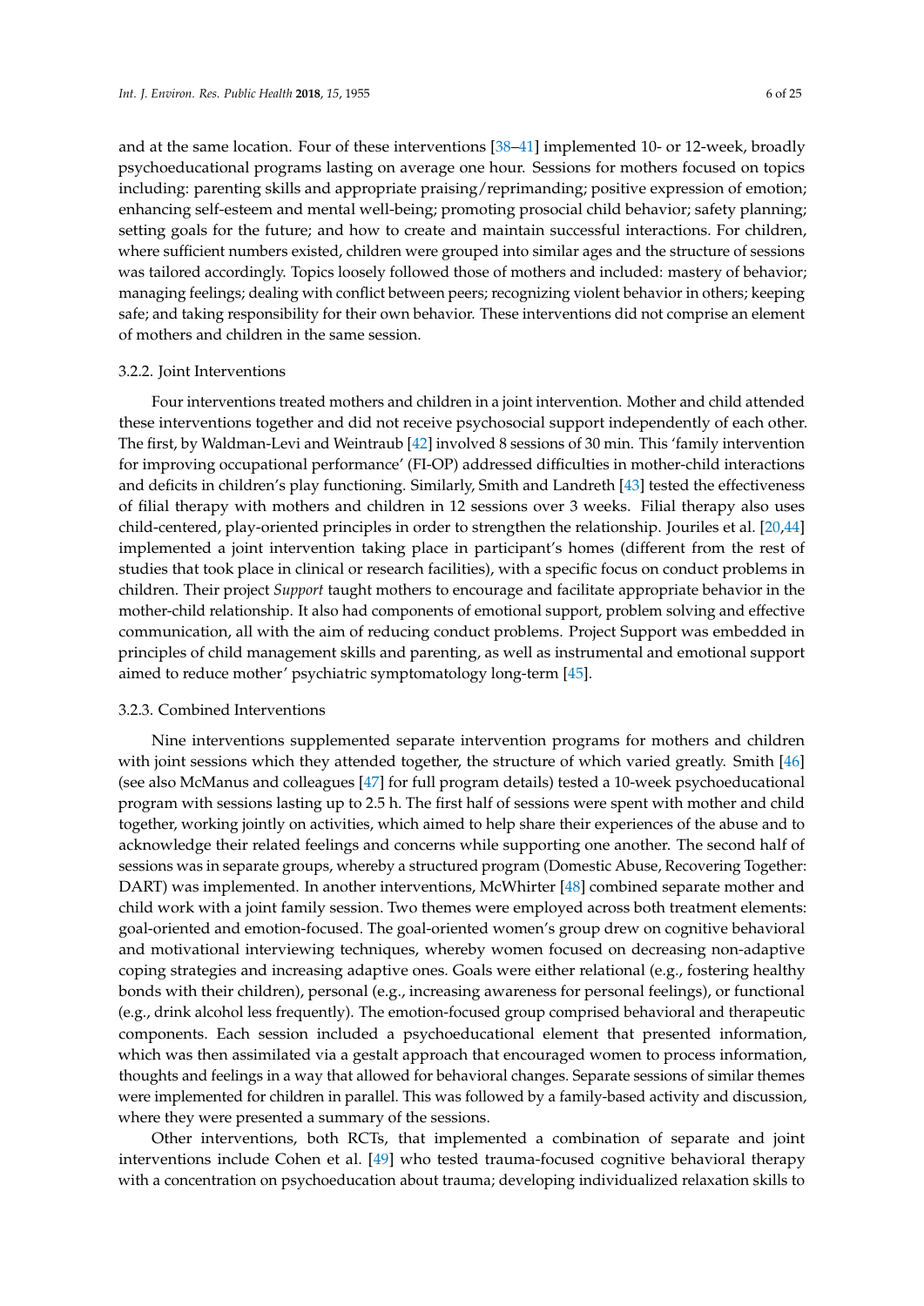and at the same location. Four of these interventions [38–41] implemented 10- or 12-week, broadly psychoeducational programs lasting on average one hour. Sessions for mothers focused on topics including: parenting skills and appropriate praising/reprimanding; positive expression of emotion; enhancing self-esteem and mental well-being; promoting prosocial child behavior; safety planning; setting goals for the future; and how to create and maintain successful interactions. For children, where sufficient numbers existed, children were grouped into similar ages and the structure of sessions was tailored accordingly. Topics loosely followed those of mothers and included: mastery of behavior; managing feelings; dealing with conflict between peers; recognizing violent behavior in others; keeping safe; and taking responsibility for their own behavior. These interventions did not comprise an element of mothers and children in the same session.

### 3.2.2. Joint Interventions

Four interventions treated mothers and children in a joint intervention. Mother and child attended these interventions together and did not receive psychosocial support independently of each other. The first, by Waldman-Levi and Weintraub [42] involved 8 sessions of 30 min. This 'family intervention for improving occupational performance' (FI-OP) addressed difficulties in mother-child interactions and deficits in children's play functioning. Similarly, Smith and Landreth [43] tested the effectiveness of filial therapy with mothers and children in 12 sessions over 3 weeks. Filial therapy also uses child-centered, play-oriented principles in order to strengthen the relationship. Jouriles et al. [20,44] implemented a joint intervention taking place in participant's homes (different from the rest of studies that took place in clinical or research facilities), with a specific focus on conduct problems in children. Their project *Support* taught mothers to encourage and facilitate appropriate behavior in the mother-child relationship. It also had components of emotional support, problem solving and effective communication, all with the aim of reducing conduct problems. Project Support was embedded in principles of child management skills and parenting, as well as instrumental and emotional support aimed to reduce mother' psychiatric symptomatology long-term [45].

### 3.2.3. Combined Interventions

Nine interventions supplemented separate intervention programs for mothers and children with joint sessions which they attended together, the structure of which varied greatly. Smith [46] (see also McManus and colleagues [47] for full program details) tested a 10-week psychoeducational program with sessions lasting up to 2.5 h. The first half of sessions were spent with mother and child together, working jointly on activities, which aimed to help share their experiences of the abuse and to acknowledge their related feelings and concerns while supporting one another. The second half of sessions was in separate groups, whereby a structured program (Domestic Abuse, Recovering Together: DART) was implemented. In another interventions, McWhirter [48] combined separate mother and child work with a joint family session. Two themes were employed across both treatment elements: goal-oriented and emotion-focused. The goal-oriented women's group drew on cognitive behavioral and motivational interviewing techniques, whereby women focused on decreasing non-adaptive coping strategies and increasing adaptive ones. Goals were either relational (e.g., fostering healthy bonds with their children), personal (e.g., increasing awareness for personal feelings), or functional (e.g., drink alcohol less frequently). The emotion-focused group comprised behavioral and therapeutic components. Each session included a psychoeducational element that presented information, which was then assimilated via a gestalt approach that encouraged women to process information, thoughts and feelings in a way that allowed for behavioral changes. Separate sessions of similar themes were implemented for children in parallel. This was followed by a family-based activity and discussion, where they were presented a summary of the sessions.

Other interventions, both RCTs, that implemented a combination of separate and joint interventions include Cohen et al. [49] who tested trauma-focused cognitive behavioral therapy with a concentration on psychoeducation about trauma; developing individualized relaxation skills to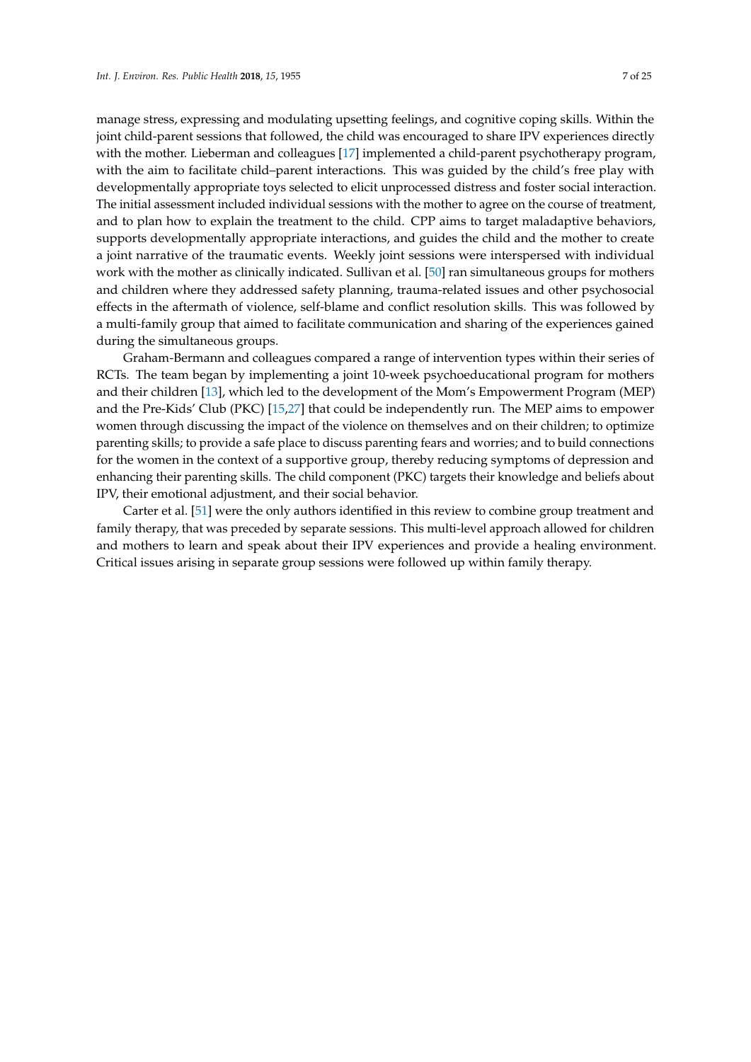manage stress, expressing and modulating upsetting feelings, and cognitive coping skills. Within the joint child-parent sessions that followed, the child was encouraged to share IPV experiences directly with the mother. Lieberman and colleagues [17] implemented a child-parent psychotherapy program, with the aim to facilitate child–parent interactions. This was guided by the child's free play with developmentally appropriate toys selected to elicit unprocessed distress and foster social interaction. The initial assessment included individual sessions with the mother to agree on the course of treatment, and to plan how to explain the treatment to the child. CPP aims to target maladaptive behaviors, supports developmentally appropriate interactions, and guides the child and the mother to create a joint narrative of the traumatic events. Weekly joint sessions were interspersed with individual work with the mother as clinically indicated. Sullivan et al. [50] ran simultaneous groups for mothers and children where they addressed safety planning, trauma-related issues and other psychosocial effects in the aftermath of violence, self-blame and conflict resolution skills. This was followed by a multi-family group that aimed to facilitate communication and sharing of the experiences gained during the simultaneous groups.

Graham-Bermann and colleagues compared a range of intervention types within their series of RCTs. The team began by implementing a joint 10-week psychoeducational program for mothers and their children [13], which led to the development of the Mom's Empowerment Program (MEP) and the Pre-Kids' Club (PKC) [15,27] that could be independently run. The MEP aims to empower women through discussing the impact of the violence on themselves and on their children; to optimize parenting skills; to provide a safe place to discuss parenting fears and worries; and to build connections for the women in the context of a supportive group, thereby reducing symptoms of depression and enhancing their parenting skills. The child component (PKC) targets their knowledge and beliefs about IPV, their emotional adjustment, and their social behavior.

Carter et al. [51] were the only authors identified in this review to combine group treatment and family therapy, that was preceded by separate sessions. This multi-level approach allowed for children and mothers to learn and speak about their IPV experiences and provide a healing environment. Critical issues arising in separate group sessions were followed up within family therapy.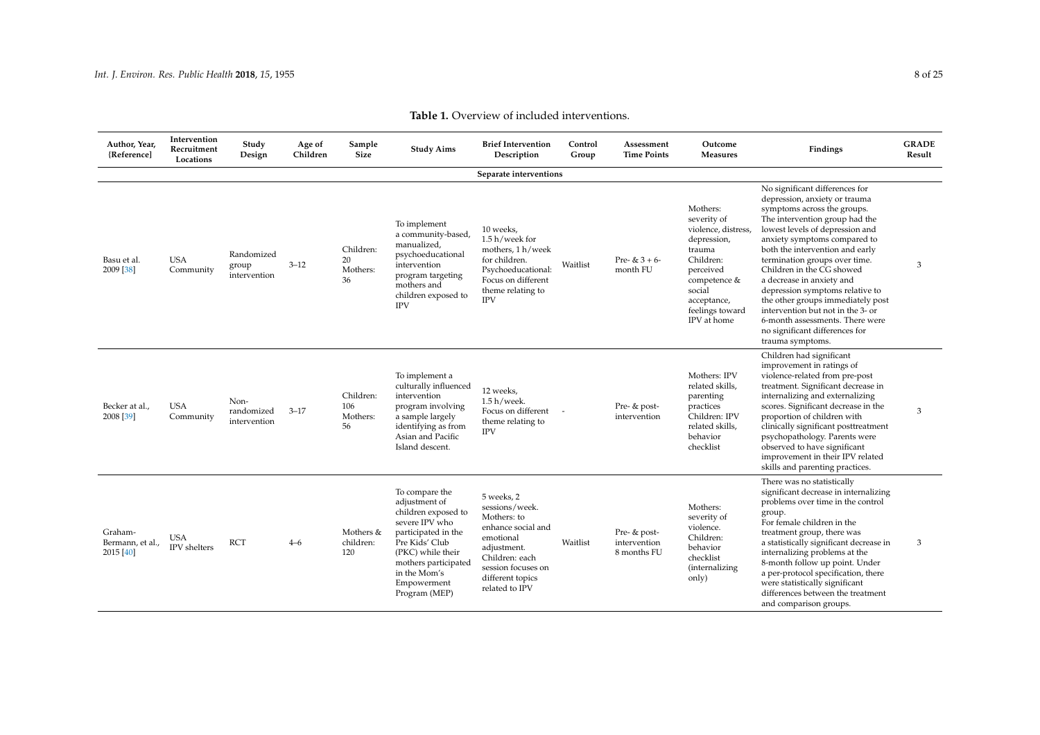**Table 1.** Overview of included interventions.

| Author, Year, [Reference] | Intervention Recruitment Locations | Study Design | Age of Children | Sample Size | Study Aims | Brief Intervention Description | Control Group | Assessment Time Points | Outcome Measures | Findings | GRADE Result |
|---|---|---|---|---|---|---|---|---|---|---|---|
| | | | | | | **Separate interventions** | | | | | |
| Basu et al. 2009 [38] | USA Community | Randomized group intervention | 3–12 | Children: 20 Mothers: 36 | To implement a community-based, manualized, psychoeducational intervention program targeting mothers and children exposed to IPV | 10 weeks, 1.5 h/week for mothers, 1 h/week for children. Psychoeducational: Focus on different theme relating to IPV | Waitlist | Pre- & 3 + 6-month FU | Mothers: severity of violence, distress, depression, trauma Children: perceived competence & social acceptance, feelings toward IPV at home | No significant differences for depression, anxiety or trauma symptoms across the groups. The intervention group had the lowest levels of depression and anxiety symptoms compared to both the intervention and early termination groups over time. Children in the CG showed a decrease in anxiety and depression symptoms relative to the other groups immediately post intervention but not in the 3- or 6-month assessments. There were no significant differences for trauma symptoms. | 3 |
| Becker at al., 2008 [39] | USA Community | Non-randomized intervention | 3–17 | Children: 106 Mothers: 56 | To implement a culturally influenced intervention program involving a sample largely identifying as from Asian and Pacific Island descent. | 12 weeks, 1.5 h/week. Focus on different theme relating to IPV | - | Pre- & post-intervention | Mothers: IPV related skills, parenting practices Children: IPV related skills, behavior checklist | Children had significant improvement in ratings of violence-related from pre-post treatment. Significant decrease in internalizing and externalizing scores. Significant decrease in the proportion of children with clinically significant posttreatment psychopathology. Parents were observed to have significant improvement in their IPV related skills and parenting practices. | 3 |
| Graham-Bermann, et al., 2015 [40] | USA IPV shelters | RCT | 4–6 | Mothers & children: 120 | To compare the adjustment of children exposed to severe IPV who participated in the Pre Kids' Club (PKC) while their mothers participated in the Mom's Empowerment Program (MEP) | 5 weeks, 2 sessions/week. Mothers: to enhance social and emotional adjustment. Children: each session focuses on different topics related to IPV | Waitlist | Pre- & post-intervention 8 months FU | Mothers: severity of violence. Children: behavior checklist (internalizing only) | There was no statistically significant decrease in internalizing problems over time in the control group. For female children in the treatment group, there was a statistically significant decrease in internalizing problems at the 8-month follow up point. Under a per-protocol specification, there were statistically significant differences between the treatment and comparison groups. | 3 |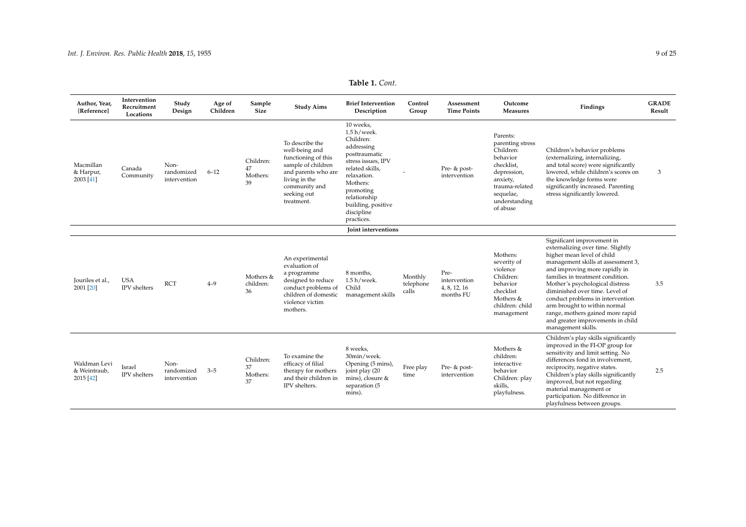**Table 1.** *Cont.*

| Author, Year, [Reference] | Intervention Recruitment Locations | Study Design | Age of Children | Sample Size | Study Aims | Brief Intervention Description | Control Group | Assessment Time Points | Outcome Measures | Findings | GRADE Result |
|---|---|---|---|---|---|---|---|---|---|---|---|
| Macmillan & Harpur, 2003 [41] | Canada Community | Non-randomized intervention | 6–12 | Children: 47 Mothers: 39 | To describe the well-being and functioning of this sample of children and parents who are living in the community and seeking out treatment. | 10 weeks, 1.5 h/week. Children: addressing posttraumatic stress issues, IPV related skills, relaxation. Mothers: promoting relationship building, positive discipline practices. | - | Pre- & post-intervention | Parents: parenting stress Children: behavior checklist, depression, anxiety, trauma-related sequelae, understanding of abuse | Children's behavior problems (externalizing, internalizing, and total score) were significantly lowered, while children's scores on the knowledge forms were significantly increased. Parenting stress significantly lowered. | 3 |
| | | | | | | **Joint interventions** | | | | | |
| Jouriles et al., 2001 [20] | USA IPV shelters | RCT | 4–9 | Mothers & children: 36 | An experimental evaluation of a programme designed to reduce conduct problems of children of domestic violence victim mothers. | 8 months, 1.5 h/week. Child management skills | Monthly telephone calls | Pre-intervention 4, 8, 12, 16 months FU | Mothers: severity of violence Children: behavior checklist Mothers & children: child management | Significant improvement in externalizing over time. Slightly higher mean level of child management skills at assessment 3, and improving more rapidly in families in treatment condition. Mother's psychological distress diminished over time. Level of conduct problems in intervention arm brought to within normal range, mothers gained more rapid and greater improvements in child management skills. | 3.5 |
| Waldman Levi & Weintraub, 2015 [42] | Israel IPV shelters | Non-randomized intervention | 3–5 | Children: 37 Mothers: 37 | To examine the efficacy of filial therapy for mothers and their children in IPV shelters. | 8 weeks, 30min/week. Opening (5 mins), joint play (20 mins), closure & separation (5 mins). | Free play time | Pre- & post-intervention | Mothers & children: interactive behavior Children: play skills, playfulness. | Children's play skills significantly improved in the FI-OP group for sensitivity and limit setting. No differences fond in involvement, reciprocity, negative states. Children's play skills significantly improved, but not regarding material management or participation. No difference in playfulness between groups. | 2.5 |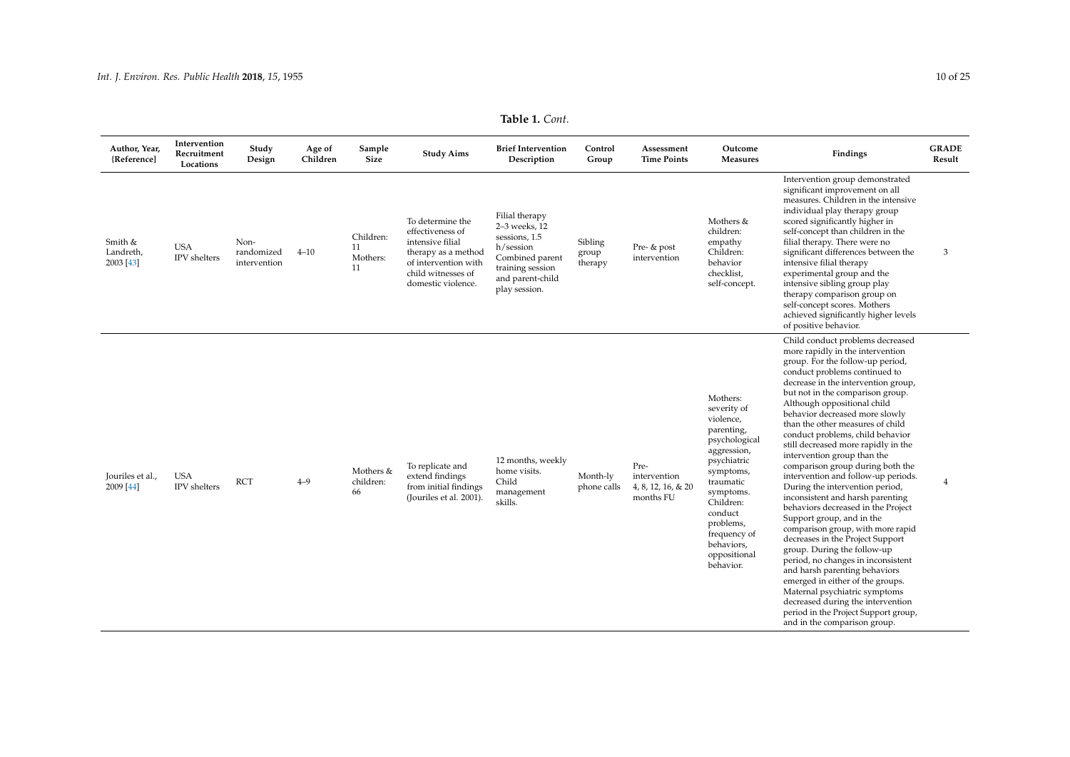**Table 1.** *Cont.*

| Author, Year, [Reference] | Intervention Recruitment Locations | Study Design | Age of Children | Sample Size | Study Aims | Brief Intervention Description | Control Group | Assessment Time Points | Outcome Measures | Findings | GRADE Result |
| --- | --- | --- | --- | --- | --- | --- | --- | --- | --- | --- | --- |
| Smith & Landreth, 2003 [43] | USA IPV shelters | Non-randomized intervention | 4–10 | Children: 11 Mothers: 11 | To determine the effectiveness of intensive filial therapy as a method of intervention with child witnesses of domestic violence. | Filial therapy 2–3 weeks, 12 sessions, 1.5 h/session Combined parent training session and parent-child play session. | Sibling group therapy | Pre- & post intervention | Mothers & children: empathy Children: behavior checklist, self-concept. | Intervention group demonstrated significant improvement on all measures. Children in the intensive individual play therapy group scored significantly higher in self-concept than children in the filial therapy. There were no significant differences between the intensive filial therapy experimental group and the intensive sibling group play therapy comparison group on self-concept scores. Mothers achieved significantly higher levels of positive behavior. | 3 |
| Jouriles et al., 2009 [44] | USA IPV shelters | RCT | 4–9 | Mothers & children: 66 | To replicate and extend findings from initial findings (Jouriles et al. 2001). | 12 months, weekly home visits. Child management skills. | Month-ly phone calls | Pre-intervention 4, 8, 12, 16, & 20 months FU | Mothers: severity of violence, parenting, psychological aggression, psychiatric symptoms, traumatic symptoms. Children: conduct problems, frequency of behaviors, oppositional behavior. | Child conduct problems decreased more rapidly in the intervention group. For the follow-up period, conduct problems continued to decrease in the intervention group, but not in the comparison group. Although oppositional child behavior decreased more slowly than the other measures of child conduct problems, child behavior still decreased more rapidly in the intervention group than the comparison group during both the intervention and follow-up periods. During the intervention period, inconsistent and harsh parenting behaviors decreased in the Project Support group, and in the comparison group, with more rapid decreases in the Project Support group. During the follow-up period, no changes in inconsistent and harsh parenting behaviors emerged in either of the groups. Maternal psychiatric symptoms decreased during the intervention period in the Project Support group, and in the comparison group. | 4 |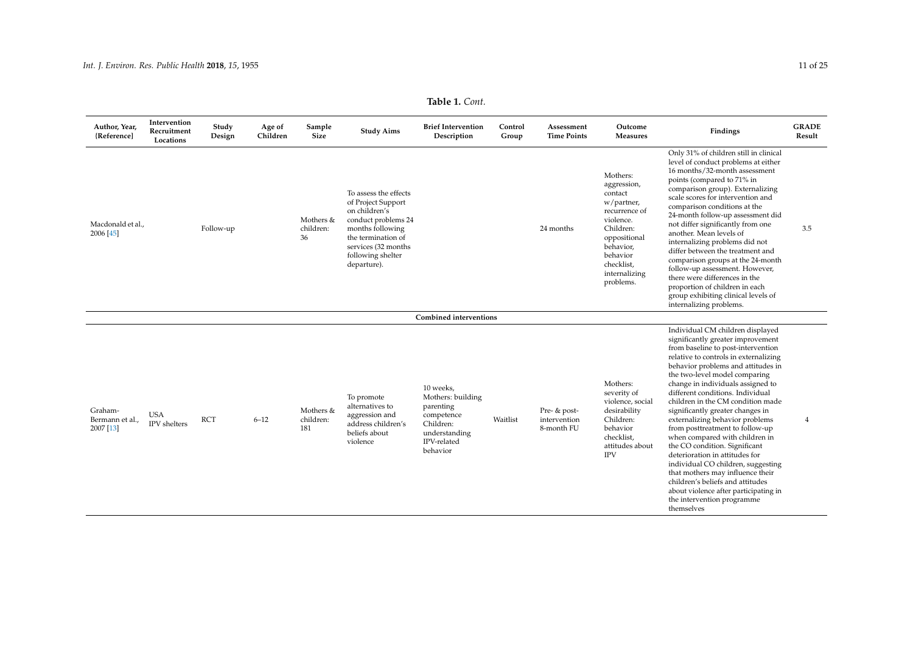**Table 1.** *Cont.*

| Author, Year, [Reference] | Intervention Recruitment Locations | Study Design | Age of Children | Sample Size | Study Aims | Brief Intervention Description | Control Group | Assessment Time Points | Outcome Measures | Findings | GRADE Result |
|---|---|---|---|---|---|---|---|---|---|---|---|
| Macdonald et al., 2006 [45] | | Follow-up | | Mothers & children: 36 | To assess the effects of Project Support on children's conduct problems 24 months following the termination of services (32 months following shelter departure). | | | 24 months | Mothers: aggression, contact w/partner, recurrence of violence. Children: oppositional behavior, behavior checklist, internalizing problems. | Only 31% of children still in clinical level of conduct problems at either 16 months/32-month assessment points (compared to 71% in comparison group). Externalizing scale scores for intervention and comparison conditions at the 24-month follow-up assessment did not differ significantly from one another. Mean levels of internalizing problems did not differ between the treatment and comparison groups at the 24-month follow-up assessment. However, there were differences in the proportion of children in each group exhibiting clinical levels of internalizing problems. | 3.5 |
| | | | | | | **Combined interventions** | | | | | |
| Graham-Bermann et al., 2007 [13] | USA IPV shelters | RCT | 6–12 | Mothers & children: 181 | To promote alternatives to aggression and address children's beliefs about violence | 10 weeks, Mothers: building parenting competence Children: understanding IPV-related behavior | Waitlist | Pre- & post-intervention 8-month FU | Mothers: severity of violence, social desirability Children: behavior checklist, attitudes about IPV | Individual CM children displayed significantly greater improvement from baseline to post-intervention relative to controls in externalizing behavior problems and attitudes in the two-level model comparing change in individuals assigned to different conditions. Individual children in the CM condition made significantly greater changes in externalizing behavior problems from posttreatment to follow-up when compared with children in the CO condition. Significant deterioration in attitudes for individual CO children, suggesting that mothers may influence their children's beliefs and attitudes about violence after participating in the intervention programme themselves | 4 |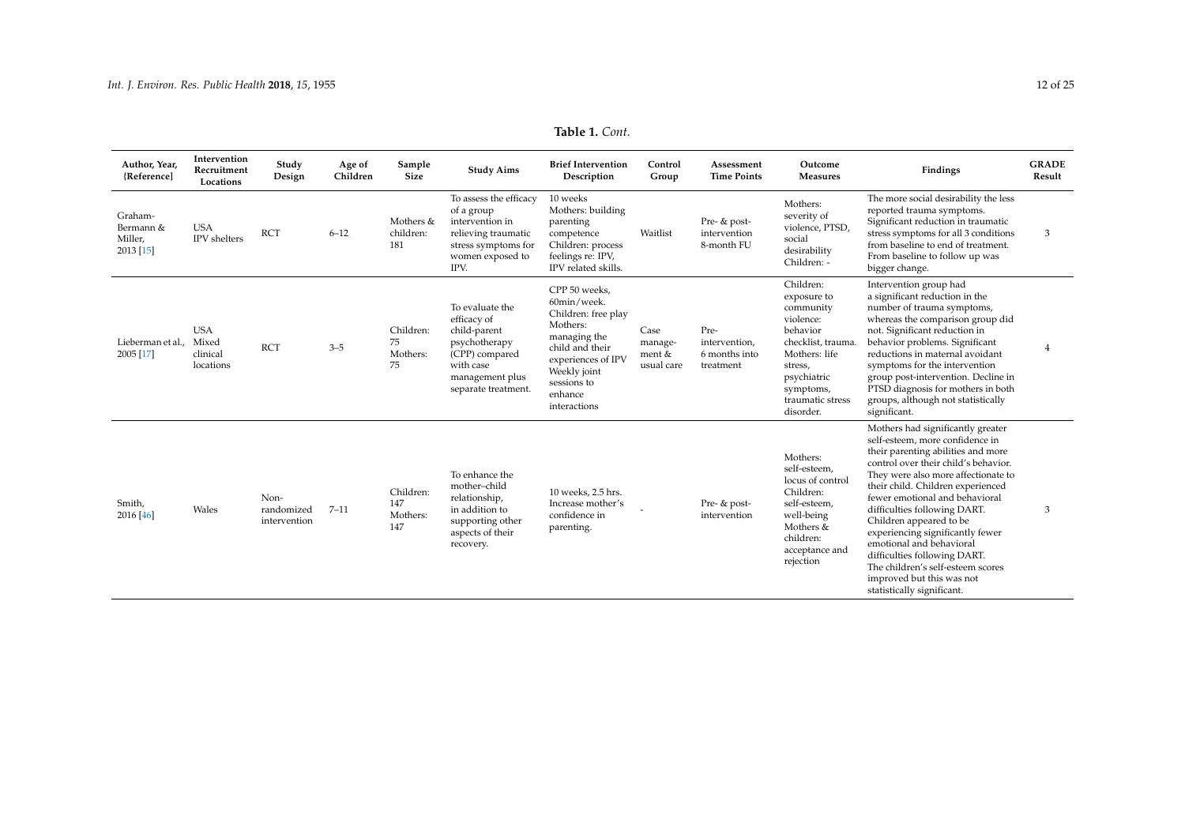**Table 1.** *Cont.*

| Author, Year, [Reference] | Intervention Recruitment Locations | Study Design | Age of Children | Sample Size | Study Aims | Brief Intervention Description | Control Group | Assessment Time Points | Outcome Measures | Findings | GRADE Result |
|---|---|---|---|---|---|---|---|---|---|---|---|
| Graham-Bermann & Miller, 2013 [15] | USA IPV shelters | RCT | 6–12 | Mothers & children: 181 | To assess the efficacy of a group intervention in relieving traumatic stress symptoms for women exposed to IPV. | 10 weeks Mothers: building parenting competence Children: process feelings re: IPV, IPV related skills. | Waitlist | Pre- & post-intervention 8-month FU | Mothers: severity of violence, PTSD, social desirability Children: - | The more social desirability the less reported trauma symptoms. Significant reduction in traumatic stress symptoms for all 3 conditions from baseline to end of treatment. From baseline to follow up was bigger change. | 3 |
| Lieberman et al., 2005 [17] | USA Mixed clinical locations | RCT | 3–5 | Children: 75 Mothers: 75 | To evaluate the efficacy of child-parent psychotherapy (CPP) compared with case management plus separate treatment. | CPP 50 weeks, 60min/week. Children: free play Mothers: managing the child and their experiences of IPV Weekly joint sessions to enhance interactions | Case management & usual care | Pre-intervention, 6 months into treatment | Children: exposure to community violence: behavior checklist, trauma. Mothers: life stress, psychiatric symptoms, traumatic stress disorder. | Intervention group had a significant reduction in the number of trauma symptoms, whereas the comparison group did not. Significant reduction in behavior problems. Significant reductions in maternal avoidant symptoms for the intervention group post-intervention. Decline in PTSD diagnosis for mothers in both groups, although not statistically significant. | 4 |
| Smith, 2016 [46] | Wales | Non-randomized intervention | 7–11 | Children: 147 Mothers: 147 | To enhance the mother–child relationship, in addition to supporting other aspects of their recovery. | 10 weeks, 2.5 hrs. Increase mother's confidence in parenting. | - | Pre- & post-intervention | Mothers: self-esteem, locus of control Children: self-esteem, well-being Mothers & children: acceptance and rejection | Mothers had significantly greater self-esteem, more confidence in their parenting abilities and more control over their child's behavior. They were also more affectionate to their child. Children experienced fewer emotional and behavioral difficulties following DART. Children appeared to be experiencing significantly fewer emotional and behavioral difficulties following DART. The children's self-esteem scores improved but this was not statistically significant. | 3 |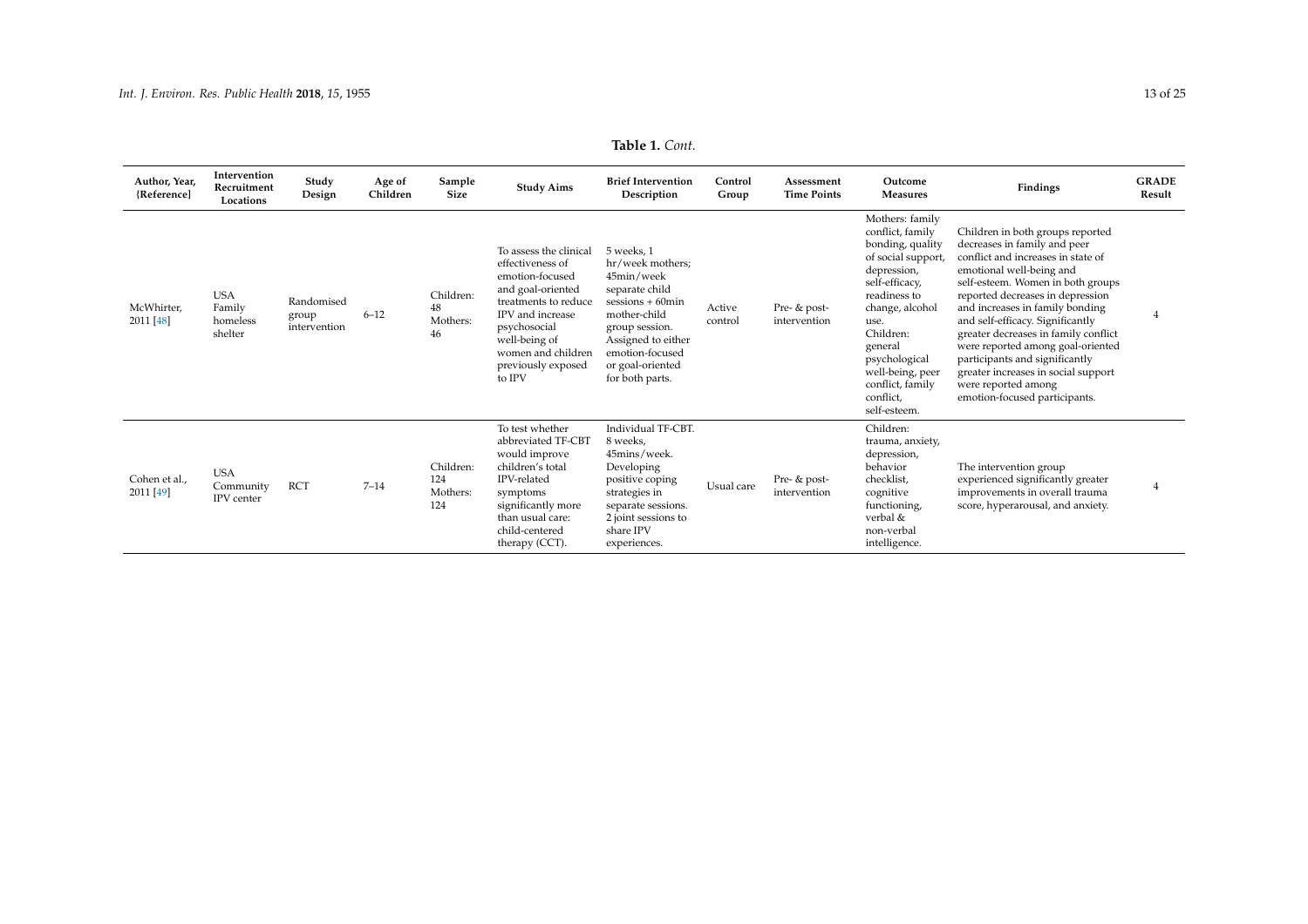**Table 1.** *Cont.*

| Author, Year, [Reference] | Intervention Recruitment Locations | Study Design | Age of Children | Sample Size | Study Aims | Brief Intervention Description | Control Group | Assessment Time Points | Outcome Measures | Findings | GRADE Result |
|---|---|---|---|---|---|---|---|---|---|---|---|
| McWhirter, 2011 [48] | USA Family homeless shelter | Randomised group intervention | 6–12 | Children: 48 Mothers: 46 | To assess the clinical effectiveness of emotion-focused and goal-oriented treatments to reduce IPV and increase psychosocial well-being of women and children previously exposed to IPV | 5 weeks, 1 hr/week mothers; 45min/week separate child sessions + 60min mother-child group session. Assigned to either emotion-focused or goal-oriented for both parts. | Active control | Pre- & post-intervention | Mothers: family conflict, family bonding, quality of social support, depression, self-efficacy, readiness to change, alcohol use. Children: general psychological well-being, peer conflict, family conflict, self-esteem. | Children in both groups reported decreases in family and peer conflict and increases in state of emotional well-being and self-esteem. Women in both groups reported decreases in depression and increases in family bonding and self-efficacy. Significantly greater decreases in family conflict were reported among goal-oriented participants and significantly greater increases in social support were reported among emotion-focused participants. | 4 |
| Cohen et al., 2011 [49] | USA Community IPV center | RCT | 7–14 | Children: 124 Mothers: 124 | To test whether abbreviated TF-CBT would improve children's total IPV-related symptoms significantly more than usual care: child-centered therapy (CCT). | Individual TF-CBT. 8 weeks, 45mins/week. Developing positive coping strategies in separate sessions. 2 joint sessions to share IPV experiences. | Usual care | Pre- & post-intervention | Children: trauma, anxiety, depression, behavior checklist, cognitive functioning, verbal & non-verbal intelligence. | The intervention group experienced significantly greater improvements in overall trauma score, hyperarousal, and anxiety. | 4 |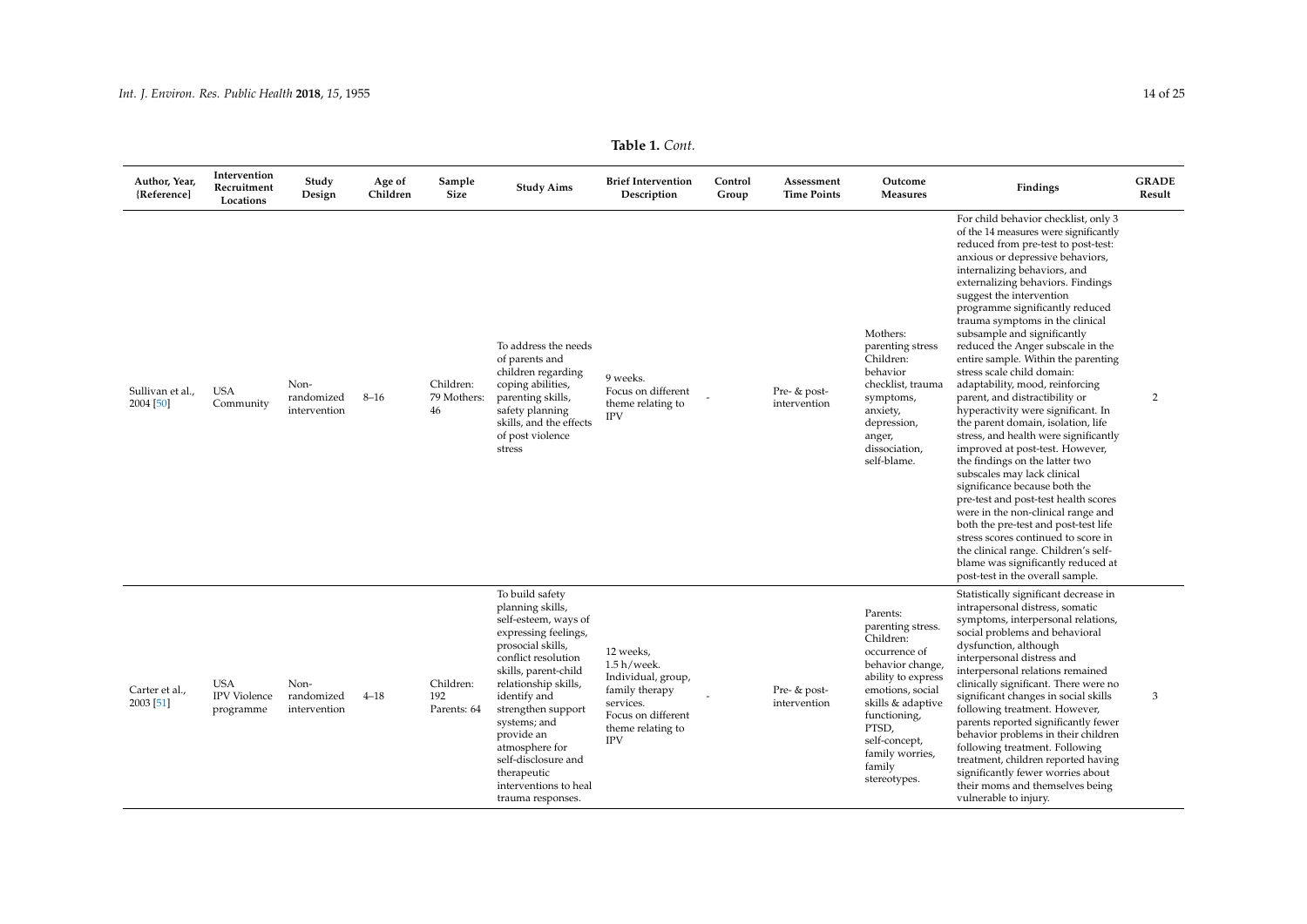**Table 1.** *Cont.*

| Author, Year, [Reference] | Intervention Recruitment Locations | Study Design | Age of Children | Sample Size | Study Aims | Brief Intervention Description | Control Group | Assessment Time Points | Outcome Measures | Findings | GRADE Result |
|---|---|---|---|---|---|---|---|---|---|---|---|
| Sullivan et al., 2004 [50] | USA Community | Non-randomized intervention | 8–16 | Children: 79 Mothers: 46 | To address the needs of parents and children regarding coping abilities, parenting skills, safety planning skills, and the effects of post violence stress | 9 weeks. Focus on different theme relating to IPV | - | Pre- & post-intervention | Mothers: parenting stress Children: behavior checklist, trauma symptoms, anxiety, depression, anger, dissociation, self-blame. | For child behavior checklist, only 3 of the 14 measures were significantly reduced from pre-test to post-test: anxious or depressive behaviors, internalizing behaviors, and externalizing behaviors. Findings suggest the intervention programme significantly reduced trauma symptoms in the clinical subsample and significantly reduced the Anger subscale in the entire sample. Within the parenting stress scale child domain: adaptability, mood, reinforcing parent, and distractibility or hyperactivity were significant. In the parent domain, isolation, life stress, and health were significantly improved at post-test. However, the findings on the latter two subscales may lack clinical significance because both the pre-test and post-test health scores were in the non-clinical range and both the pre-test and post-test life stress scores continued to score in the clinical range. Children's self-blame was significantly reduced at post-test in the overall sample. | 2 |
| Carter et al., 2003 [51] | USA IPV Violence programme | Non-randomized intervention | 4–18 | Children: 192 Parents: 64 | To build safety planning skills, self-esteem, ways of expressing feelings, prosocial skills, conflict resolution skills, parent-child relationship skills, identify and strengthen support systems; and provide an atmosphere for self-disclosure and therapeutic interventions to heal trauma responses. | 12 weeks, 1.5 h/week. Individual, group, family therapy services. Focus on different theme relating to IPV | - | Pre- & post-intervention | Parents: parenting stress. Children: occurrence of behavior change, ability to express emotions, social skills & adaptive functioning, PTSD, self-concept, family worries, family stereotypes. | Statistically significant decrease in intrapersonal distress, somatic symptoms, interpersonal relations, social problems and behavioral dysfunction, although interpersonal distress and interpersonal relations remained clinically significant. There were no significant changes in social skills following treatment. However, parents reported significantly fewer behavior problems in their children following treatment. Following treatment, children reported having significantly fewer worries about their moms and themselves being vulnerable to injury. | 3 |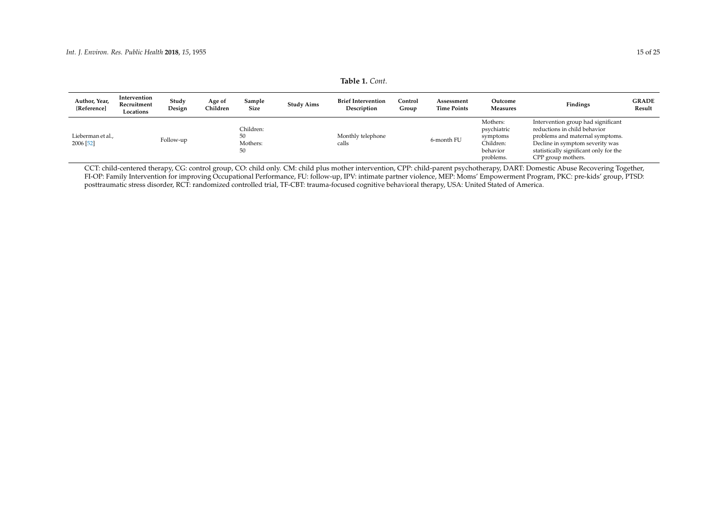**Table 1.** *Cont.*

| Author, Year, {Reference] | Intervention Recruitment Locations | Study Design | Age of Children | Sample Size | Study Aims | Brief Intervention Description | Control Group | Assessment Time Points | Outcome Measures | Findings | GRADE Result |
|---|---|---|---|---|---|---|---|---|---|---|---|
| Lieberman et al., 2006 [52] | | Follow-up | | Children: 50 Mothers: 50 | | Monthly telephone calls | | 6-month FU | Mothers: psychiatric symptoms Children: behavior problems. | Intervention group had significant reductions in child behavior problems and maternal symptoms. Decline in symptom severity was statistically significant only for the CPP group mothers. | |

CCT: child-centered therapy, CG: control group, CO: child only. CM: child plus mother intervention, CPP: child-parent psychotherapy, DART: Domestic Abuse Recovering Together, FI-OP: Family Intervention for improving Occupational Performance, FU: follow-up, IPV: intimate partner violence, MEP: Moms' Empowerment Program, PKC: pre-kids' group, PTSD: posttraumatic stress disorder, RCT: randomized controlled trial, TF-CBT: trauma-focused cognitive behavioral therapy, USA: United Stated of America.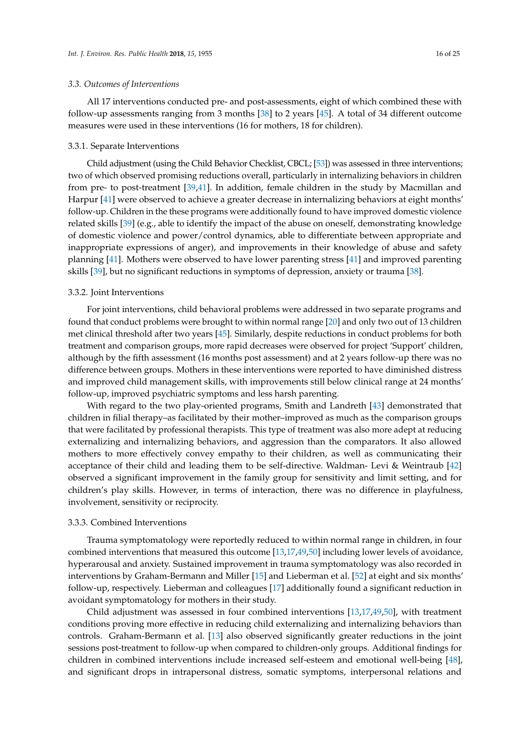### 3.3. Outcomes of Interventions

All 17 interventions conducted pre- and post-assessments, eight of which combined these with follow-up assessments ranging from 3 months [38] to 2 years [45]. A total of 34 different outcome measures were used in these interventions (16 for mothers, 18 for children).

#### 3.3.1. Separate Interventions

Child adjustment (using the Child Behavior Checklist, CBCL; [53]) was assessed in three interventions; two of which observed promising reductions overall, particularly in internalizing behaviors in children from pre- to post-treatment [39,41]. In addition, female children in the study by Macmillan and Harpur [41] were observed to achieve a greater decrease in internalizing behaviors at eight months' follow-up. Children in the these programs were additionally found to have improved domestic violence related skills [39] (e.g., able to identify the impact of the abuse on oneself, demonstrating knowledge of domestic violence and power/control dynamics, able to differentiate between appropriate and inappropriate expressions of anger), and improvements in their knowledge of abuse and safety planning [41]. Mothers were observed to have lower parenting stress [41] and improved parenting skills [39], but no significant reductions in symptoms of depression, anxiety or trauma [38].

#### 3.3.2. Joint Interventions

For joint interventions, child behavioral problems were addressed in two separate programs and found that conduct problems were brought to within normal range [20] and only two out of 13 children met clinical threshold after two years [45]. Similarly, despite reductions in conduct problems for both treatment and comparison groups, more rapid decreases were observed for project 'Support' children, although by the fifth assessment (16 months post assessment) and at 2 years follow-up there was no difference between groups. Mothers in these interventions were reported to have diminished distress and improved child management skills, with improvements still below clinical range at 24 months' follow-up, improved psychiatric symptoms and less harsh parenting.

With regard to the two play-oriented programs, Smith and Landreth [43] demonstrated that children in filial therapy–as facilitated by their mother–improved as much as the comparison groups that were facilitated by professional therapists. This type of treatment was also more adept at reducing externalizing and internalizing behaviors, and aggression than the comparators. It also allowed mothers to more effectively convey empathy to their children, as well as communicating their acceptance of their child and leading them to be self-directive. Waldman- Levi & Weintraub [42] observed a significant improvement in the family group for sensitivity and limit setting, and for children's play skills. However, in terms of interaction, there was no difference in playfulness, involvement, sensitivity or reciprocity.

#### 3.3.3. Combined Interventions

Trauma symptomatology were reportedly reduced to within normal range in children, in four combined interventions that measured this outcome [13,17,49,50] including lower levels of avoidance, hyperarousal and anxiety. Sustained improvement in trauma symptomatology was also recorded in interventions by Graham-Bermann and Miller [15] and Lieberman et al. [52] at eight and six months' follow-up, respectively. Lieberman and colleagues [17] additionally found a significant reduction in avoidant symptomatology for mothers in their study.

Child adjustment was assessed in four combined interventions [13,17,49,50], with treatment conditions proving more effective in reducing child externalizing and internalizing behaviors than controls. Graham-Bermann et al. [13] also observed significantly greater reductions in the joint sessions post-treatment to follow-up when compared to children-only groups. Additional findings for children in combined interventions include increased self-esteem and emotional well-being [48], and significant drops in intrapersonal distress, somatic symptoms, interpersonal relations and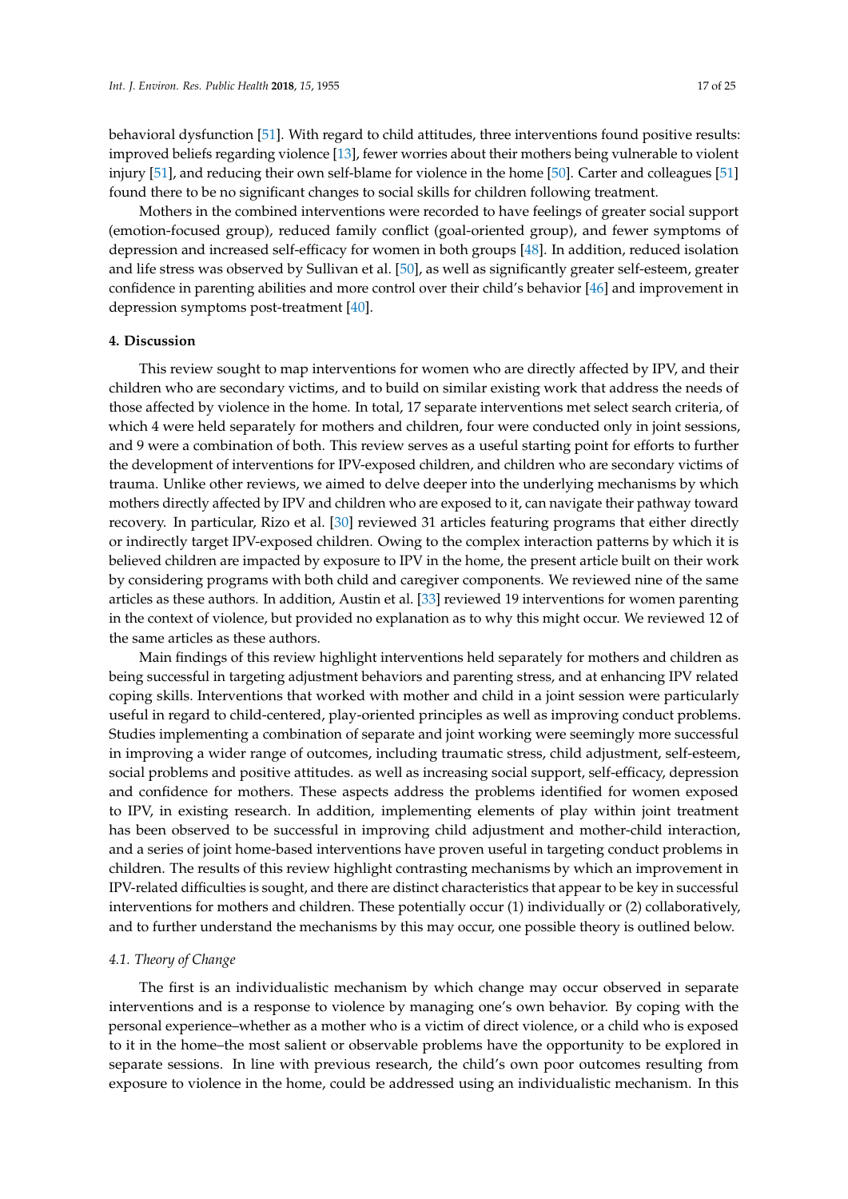behavioral dysfunction [51]. With regard to child attitudes, three interventions found positive results: improved beliefs regarding violence [13], fewer worries about their mothers being vulnerable to violent injury [51], and reducing their own self-blame for violence in the home [50]. Carter and colleagues [51] found there to be no significant changes to social skills for children following treatment.

Mothers in the combined interventions were recorded to have feelings of greater social support (emotion-focused group), reduced family conflict (goal-oriented group), and fewer symptoms of depression and increased self-efficacy for women in both groups [48]. In addition, reduced isolation and life stress was observed by Sullivan et al. [50], as well as significantly greater self-esteem, greater confidence in parenting abilities and more control over their child's behavior [46] and improvement in depression symptoms post-treatment [40].

## 4. Discussion

This review sought to map interventions for women who are directly affected by IPV, and their children who are secondary victims, and to build on similar existing work that address the needs of those affected by violence in the home. In total, 17 separate interventions met select search criteria, of which 4 were held separately for mothers and children, four were conducted only in joint sessions, and 9 were a combination of both. This review serves as a useful starting point for efforts to further the development of interventions for IPV-exposed children, and children who are secondary victims of trauma. Unlike other reviews, we aimed to delve deeper into the underlying mechanisms by which mothers directly affected by IPV and children who are exposed to it, can navigate their pathway toward recovery. In particular, Rizo et al. [30] reviewed 31 articles featuring programs that either directly or indirectly target IPV-exposed children. Owing to the complex interaction patterns by which it is believed children are impacted by exposure to IPV in the home, the present article built on their work by considering programs with both child and caregiver components. We reviewed nine of the same articles as these authors. In addition, Austin et al. [33] reviewed 19 interventions for women parenting in the context of violence, but provided no explanation as to why this might occur. We reviewed 12 of the same articles as these authors.

Main findings of this review highlight interventions held separately for mothers and children as being successful in targeting adjustment behaviors and parenting stress, and at enhancing IPV related coping skills. Interventions that worked with mother and child in a joint session were particularly useful in regard to child-centered, play-oriented principles as well as improving conduct problems. Studies implementing a combination of separate and joint working were seemingly more successful in improving a wider range of outcomes, including traumatic stress, child adjustment, self-esteem, social problems and positive attitudes. as well as increasing social support, self-efficacy, depression and confidence for mothers. These aspects address the problems identified for women exposed to IPV, in existing research. In addition, implementing elements of play within joint treatment has been observed to be successful in improving child adjustment and mother-child interaction, and a series of joint home-based interventions have proven useful in targeting conduct problems in children. The results of this review highlight contrasting mechanisms by which an improvement in IPV-related difficulties is sought, and there are distinct characteristics that appear to be key in successful interventions for mothers and children. These potentially occur (1) individually or (2) collaboratively, and to further understand the mechanisms by this may occur, one possible theory is outlined below.

### 4.1. Theory of Change

The first is an individualistic mechanism by which change may occur observed in separate interventions and is a response to violence by managing one's own behavior. By coping with the personal experience–whether as a mother who is a victim of direct violence, or a child who is exposed to it in the home–the most salient or observable problems have the opportunity to be explored in separate sessions. In line with previous research, the child's own poor outcomes resulting from exposure to violence in the home, could be addressed using an individualistic mechanism. In this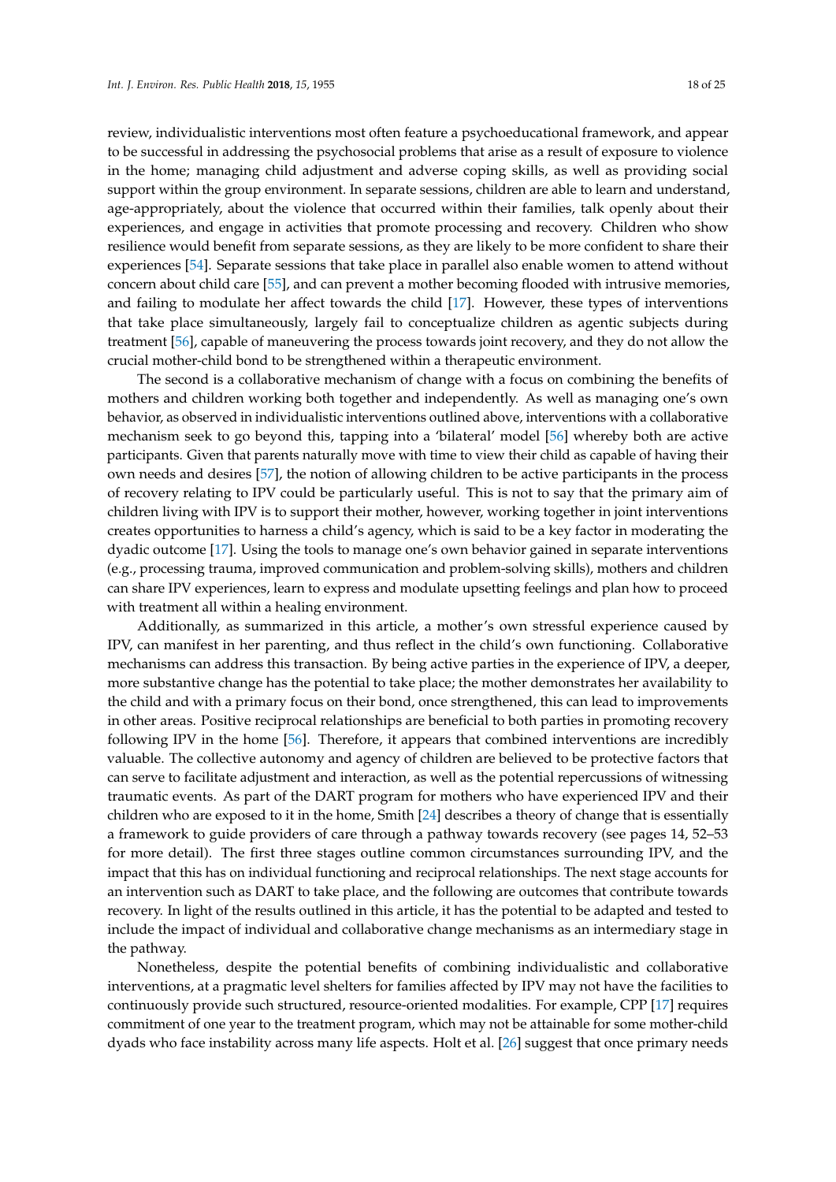review, individualistic interventions most often feature a psychoeducational framework, and appear to be successful in addressing the psychosocial problems that arise as a result of exposure to violence in the home; managing child adjustment and adverse coping skills, as well as providing social support within the group environment. In separate sessions, children are able to learn and understand, age-appropriately, about the violence that occurred within their families, talk openly about their experiences, and engage in activities that promote processing and recovery. Children who show resilience would benefit from separate sessions, as they are likely to be more confident to share their experiences [54]. Separate sessions that take place in parallel also enable women to attend without concern about child care [55], and can prevent a mother becoming flooded with intrusive memories, and failing to modulate her affect towards the child [17]. However, these types of interventions that take place simultaneously, largely fail to conceptualize children as agentic subjects during treatment [56], capable of maneuvering the process towards joint recovery, and they do not allow the crucial mother-child bond to be strengthened within a therapeutic environment.

The second is a collaborative mechanism of change with a focus on combining the benefits of mothers and children working both together and independently. As well as managing one's own behavior, as observed in individualistic interventions outlined above, interventions with a collaborative mechanism seek to go beyond this, tapping into a 'bilateral' model [56] whereby both are active participants. Given that parents naturally move with time to view their child as capable of having their own needs and desires [57], the notion of allowing children to be active participants in the process of recovery relating to IPV could be particularly useful. This is not to say that the primary aim of children living with IPV is to support their mother, however, working together in joint interventions creates opportunities to harness a child's agency, which is said to be a key factor in moderating the dyadic outcome [17]. Using the tools to manage one's own behavior gained in separate interventions (e.g., processing trauma, improved communication and problem-solving skills), mothers and children can share IPV experiences, learn to express and modulate upsetting feelings and plan how to proceed with treatment all within a healing environment.

Additionally, as summarized in this article, a mother's own stressful experience caused by IPV, can manifest in her parenting, and thus reflect in the child's own functioning. Collaborative mechanisms can address this transaction. By being active parties in the experience of IPV, a deeper, more substantive change has the potential to take place; the mother demonstrates her availability to the child and with a primary focus on their bond, once strengthened, this can lead to improvements in other areas. Positive reciprocal relationships are beneficial to both parties in promoting recovery following IPV in the home [56]. Therefore, it appears that combined interventions are incredibly valuable. The collective autonomy and agency of children are believed to be protective factors that can serve to facilitate adjustment and interaction, as well as the potential repercussions of witnessing traumatic events. As part of the DART program for mothers who have experienced IPV and their children who are exposed to it in the home, Smith [24] describes a theory of change that is essentially a framework to guide providers of care through a pathway towards recovery (see pages 14, 52–53 for more detail). The first three stages outline common circumstances surrounding IPV, and the impact that this has on individual functioning and reciprocal relationships. The next stage accounts for an intervention such as DART to take place, and the following are outcomes that contribute towards recovery. In light of the results outlined in this article, it has the potential to be adapted and tested to include the impact of individual and collaborative change mechanisms as an intermediary stage in the pathway.

Nonetheless, despite the potential benefits of combining individualistic and collaborative interventions, at a pragmatic level shelters for families affected by IPV may not have the facilities to continuously provide such structured, resource-oriented modalities. For example, CPP [17] requires commitment of one year to the treatment program, which may not be attainable for some mother-child dyads who face instability across many life aspects. Holt et al. [26] suggest that once primary needs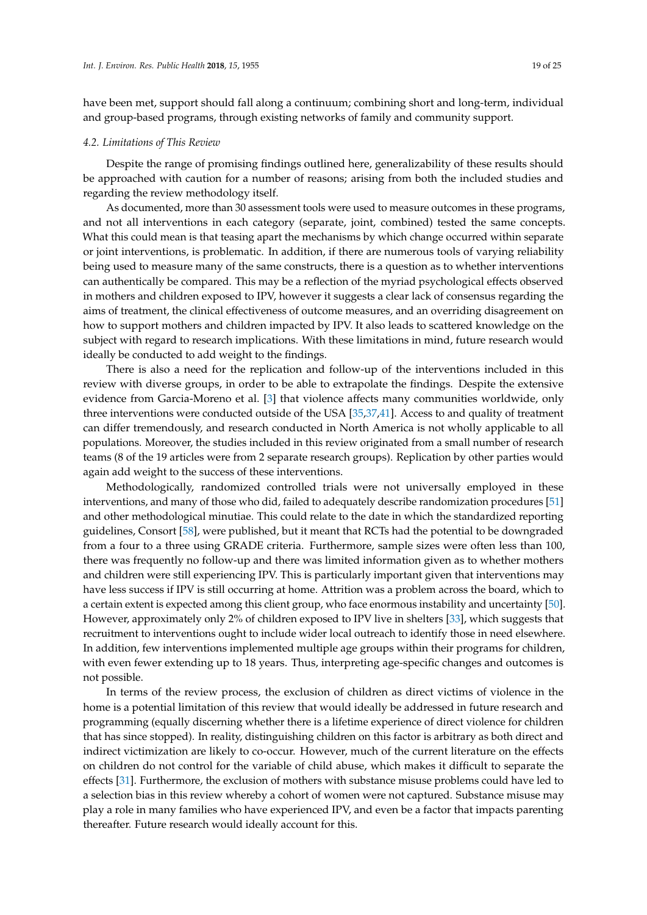have been met, support should fall along a continuum; combining short and long-term, individual and group-based programs, through existing networks of family and community support.

### 4.2. Limitations of This Review

Despite the range of promising findings outlined here, generalizability of these results should be approached with caution for a number of reasons; arising from both the included studies and regarding the review methodology itself.

As documented, more than 30 assessment tools were used to measure outcomes in these programs, and not all interventions in each category (separate, joint, combined) tested the same concepts. What this could mean is that teasing apart the mechanisms by which change occurred within separate or joint interventions, is problematic. In addition, if there are numerous tools of varying reliability being used to measure many of the same constructs, there is a question as to whether interventions can authentically be compared. This may be a reflection of the myriad psychological effects observed in mothers and children exposed to IPV, however it suggests a clear lack of consensus regarding the aims of treatment, the clinical effectiveness of outcome measures, and an overriding disagreement on how to support mothers and children impacted by IPV. It also leads to scattered knowledge on the subject with regard to research implications. With these limitations in mind, future research would ideally be conducted to add weight to the findings.

There is also a need for the replication and follow-up of the interventions included in this review with diverse groups, in order to be able to extrapolate the findings. Despite the extensive evidence from Garcia-Moreno et al. [3] that violence affects many communities worldwide, only three interventions were conducted outside of the USA [35,37,41]. Access to and quality of treatment can differ tremendously, and research conducted in North America is not wholly applicable to all populations. Moreover, the studies included in this review originated from a small number of research teams (8 of the 19 articles were from 2 separate research groups). Replication by other parties would again add weight to the success of these interventions.

Methodologically, randomized controlled trials were not universally employed in these interventions, and many of those who did, failed to adequately describe randomization procedures [51] and other methodological minutiae. This could relate to the date in which the standardized reporting guidelines, Consort [58], were published, but it meant that RCTs had the potential to be downgraded from a four to a three using GRADE criteria. Furthermore, sample sizes were often less than 100, there was frequently no follow-up and there was limited information given as to whether mothers and children were still experiencing IPV. This is particularly important given that interventions may have less success if IPV is still occurring at home. Attrition was a problem across the board, which to a certain extent is expected among this client group, who face enormous instability and uncertainty [50]. However, approximately only 2% of children exposed to IPV live in shelters [33], which suggests that recruitment to interventions ought to include wider local outreach to identify those in need elsewhere. In addition, few interventions implemented multiple age groups within their programs for children, with even fewer extending up to 18 years. Thus, interpreting age-specific changes and outcomes is not possible.

In terms of the review process, the exclusion of children as direct victims of violence in the home is a potential limitation of this review that would ideally be addressed in future research and programming (equally discerning whether there is a lifetime experience of direct violence for children that has since stopped). In reality, distinguishing children on this factor is arbitrary as both direct and indirect victimization are likely to co-occur. However, much of the current literature on the effects on children do not control for the variable of child abuse, which makes it difficult to separate the effects [31]. Furthermore, the exclusion of mothers with substance misuse problems could have led to a selection bias in this review whereby a cohort of women were not captured. Substance misuse may play a role in many families who have experienced IPV, and even be a factor that impacts parenting thereafter. Future research would ideally account for this.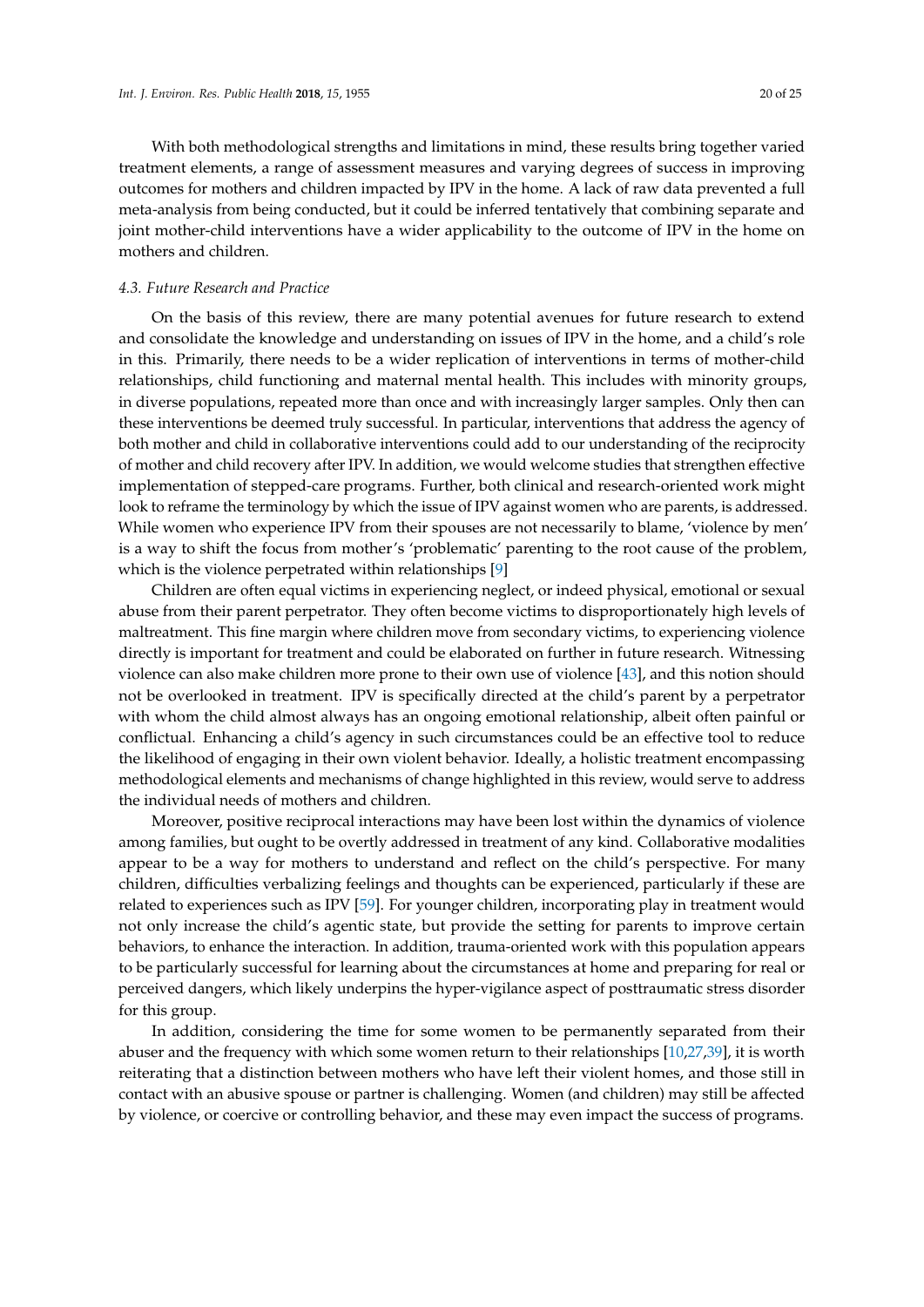With both methodological strengths and limitations in mind, these results bring together varied treatment elements, a range of assessment measures and varying degrees of success in improving outcomes for mothers and children impacted by IPV in the home. A lack of raw data prevented a full meta-analysis from being conducted, but it could be inferred tentatively that combining separate and joint mother-child interventions have a wider applicability to the outcome of IPV in the home on mothers and children.

### *4.3. Future Research and Practice*

On the basis of this review, there are many potential avenues for future research to extend and consolidate the knowledge and understanding on issues of IPV in the home, and a child's role in this. Primarily, there needs to be a wider replication of interventions in terms of mother-child relationships, child functioning and maternal mental health. This includes with minority groups, in diverse populations, repeated more than once and with increasingly larger samples. Only then can these interventions be deemed truly successful. In particular, interventions that address the agency of both mother and child in collaborative interventions could add to our understanding of the reciprocity of mother and child recovery after IPV. In addition, we would welcome studies that strengthen effective implementation of stepped-care programs. Further, both clinical and research-oriented work might look to reframe the terminology by which the issue of IPV against women who are parents, is addressed. While women who experience IPV from their spouses are not necessarily to blame, 'violence by men' is a way to shift the focus from mother's 'problematic' parenting to the root cause of the problem, which is the violence perpetrated within relationships [9]

Children are often equal victims in experiencing neglect, or indeed physical, emotional or sexual abuse from their parent perpetrator. They often become victims to disproportionately high levels of maltreatment. This fine margin where children move from secondary victims, to experiencing violence directly is important for treatment and could be elaborated on further in future research. Witnessing violence can also make children more prone to their own use of violence [43], and this notion should not be overlooked in treatment. IPV is specifically directed at the child's parent by a perpetrator with whom the child almost always has an ongoing emotional relationship, albeit often painful or conflictual. Enhancing a child's agency in such circumstances could be an effective tool to reduce the likelihood of engaging in their own violent behavior. Ideally, a holistic treatment encompassing methodological elements and mechanisms of change highlighted in this review, would serve to address the individual needs of mothers and children.

Moreover, positive reciprocal interactions may have been lost within the dynamics of violence among families, but ought to be overtly addressed in treatment of any kind. Collaborative modalities appear to be a way for mothers to understand and reflect on the child's perspective. For many children, difficulties verbalizing feelings and thoughts can be experienced, particularly if these are related to experiences such as IPV [59]. For younger children, incorporating play in treatment would not only increase the child's agentic state, but provide the setting for parents to improve certain behaviors, to enhance the interaction. In addition, trauma-oriented work with this population appears to be particularly successful for learning about the circumstances at home and preparing for real or perceived dangers, which likely underpins the hyper-vigilance aspect of posttraumatic stress disorder for this group.

In addition, considering the time for some women to be permanently separated from their abuser and the frequency with which some women return to their relationships [10,27,39], it is worth reiterating that a distinction between mothers who have left their violent homes, and those still in contact with an abusive spouse or partner is challenging. Women (and children) may still be affected by violence, or coercive or controlling behavior, and these may even impact the success of programs.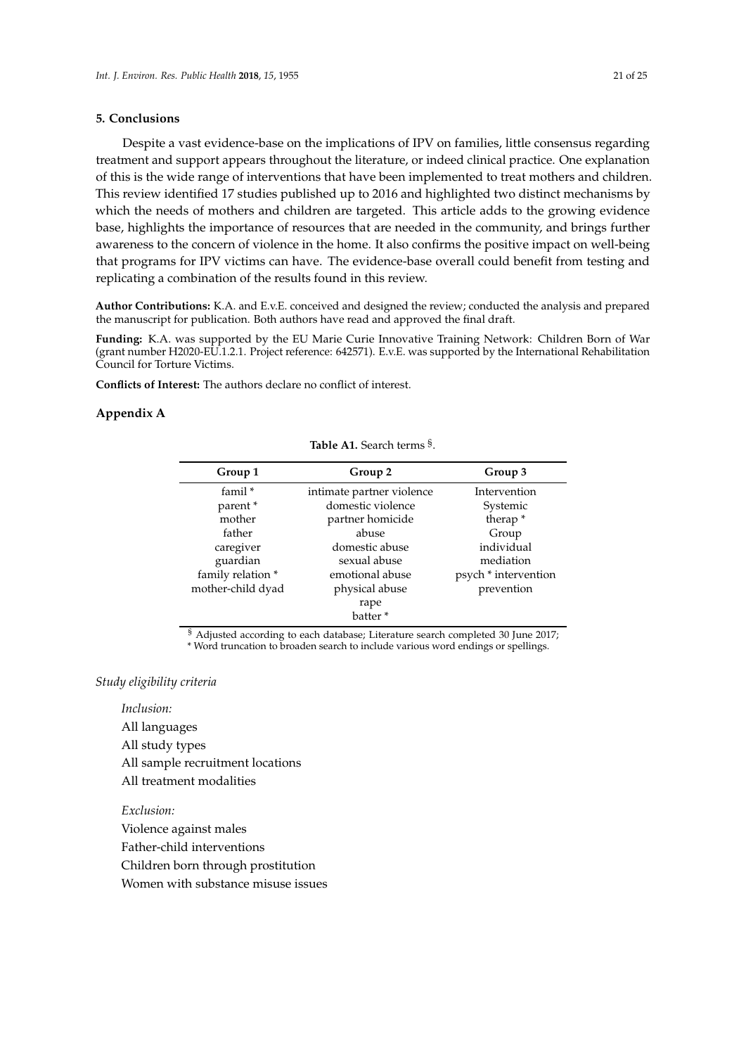## 5. Conclusions

Despite a vast evidence-base on the implications of IPV on families, little consensus regarding treatment and support appears throughout the literature, or indeed clinical practice. One explanation of this is the wide range of interventions that have been implemented to treat mothers and children. This review identified 17 studies published up to 2016 and highlighted two distinct mechanisms by which the needs of mothers and children are targeted. This article adds to the growing evidence base, highlights the importance of resources that are needed in the community, and brings further awareness to the concern of violence in the home. It also confirms the positive impact on well-being that programs for IPV victims can have. The evidence-base overall could benefit from testing and replicating a combination of the results found in this review.

**Author Contributions:** K.A. and E.v.E. conceived and designed the review; conducted the analysis and prepared the manuscript for publication. Both authors have read and approved the final draft.

**Funding:** K.A. was supported by the EU Marie Curie Innovative Training Network: Children Born of War (grant number H2020-EU.1.2.1. Project reference: 642571). E.v.E. was supported by the International Rehabilitation Council for Torture Victims.

**Conflicts of Interest:** The authors declare no conflict of interest.

## Appendix A

**Table A1.** Search terms §.

| Group 1 | Group 2 | Group 3 |
|---|---|---|
| famil * | intimate partner violence | Intervention |
| parent * | domestic violence | Systemic |
| mother | partner homicide | therap * |
| father | abuse | Group |
| caregiver | domestic abuse | individual |
| guardian | sexual abuse | mediation |
| family relation * | emotional abuse | psych * intervention |
| mother-child dyad | physical abuse | prevention |
| | rape | |
| | batter * | |

§ Adjusted according to each database; Literature search completed 30 June 2017;
* Word truncation to broaden search to include various word endings or spellings.

*Study eligibility criteria*

*Inclusion:*

All languages
All study types
All sample recruitment locations
All treatment modalities

*Exclusion:*

Violence against males
Father-child interventions
Children born through prostitution
Women with substance misuse issues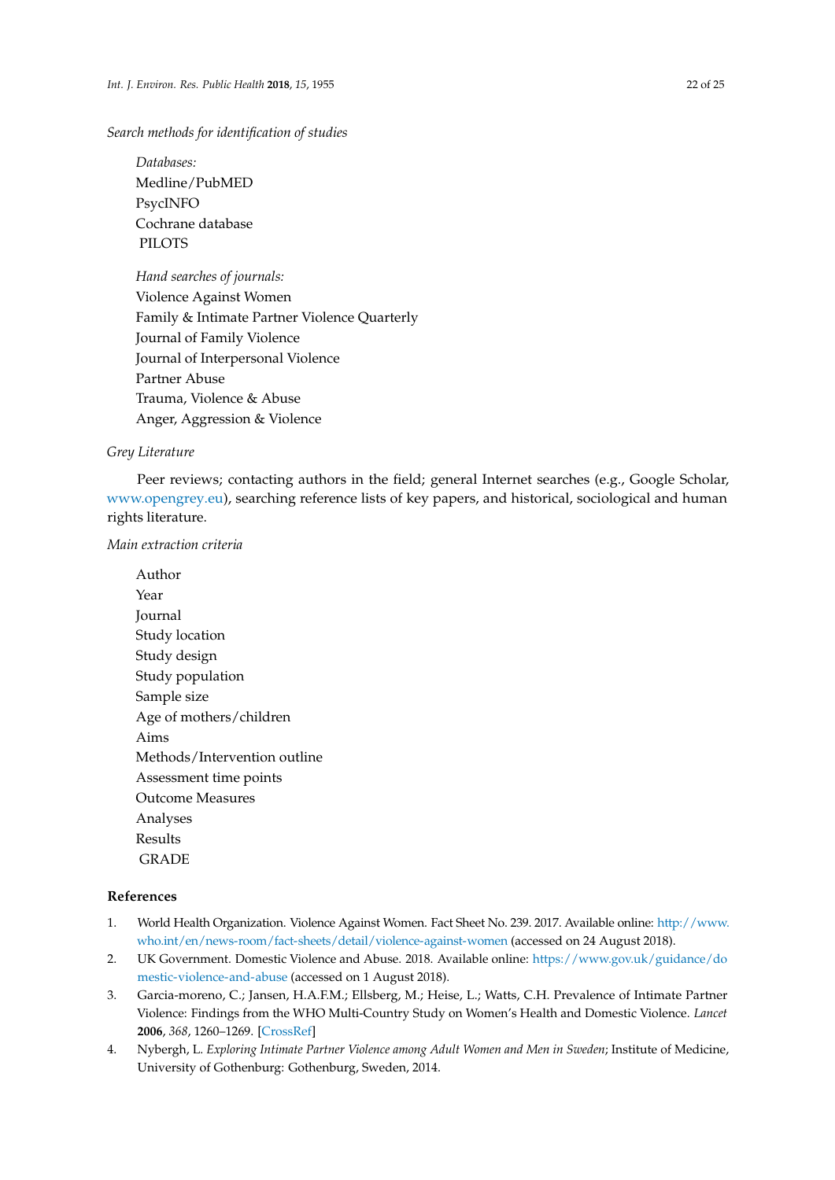*Search methods for identification of studies*

*Databases:*
Medline/PubMED
PsycINFO
Cochrane database
PILOTS

*Hand searches of journals:*
Violence Against Women
Family & Intimate Partner Violence Quarterly
Journal of Family Violence
Journal of Interpersonal Violence
Partner Abuse
Trauma, Violence & Abuse
Anger, Aggression & Violence

*Grey Literature*

Peer reviews; contacting authors in the field; general Internet searches (e.g., Google Scholar, www.opengrey.eu), searching reference lists of key papers, and historical, sociological and human rights literature.

*Main extraction criteria*

Author
Year
Journal
Study location
Study design
Study population
Sample size
Age of mothers/children
Aims
Methods/Intervention outline
Assessment time points
Outcome Measures
Analyses
Results
GRADE

## References

1. World Health Organization. Violence Against Women. Fact Sheet No. 239. 2017. Available online: http://www.who.int/en/news-room/fact-sheets/detail/violence-against-women (accessed on 24 August 2018).
2. UK Government. Domestic Violence and Abuse. 2018. Available online: https://www.gov.uk/guidance/domestic-violence-and-abuse (accessed on 1 August 2018).
3. Garcia-moreno, C.; Jansen, H.A.F.M.; Ellsberg, M.; Heise, L.; Watts, C.H. Prevalence of Intimate Partner Violence: Findings from the WHO Multi-Country Study on Women's Health and Domestic Violence. *Lancet* **2006**, *368*, 1260–1269. [CrossRef]
4. Nybergh, L. *Exploring Intimate Partner Violence among Adult Women and Men in Sweden*; Institute of Medicine, University of Gothenburg: Gothenburg, Sweden, 2014.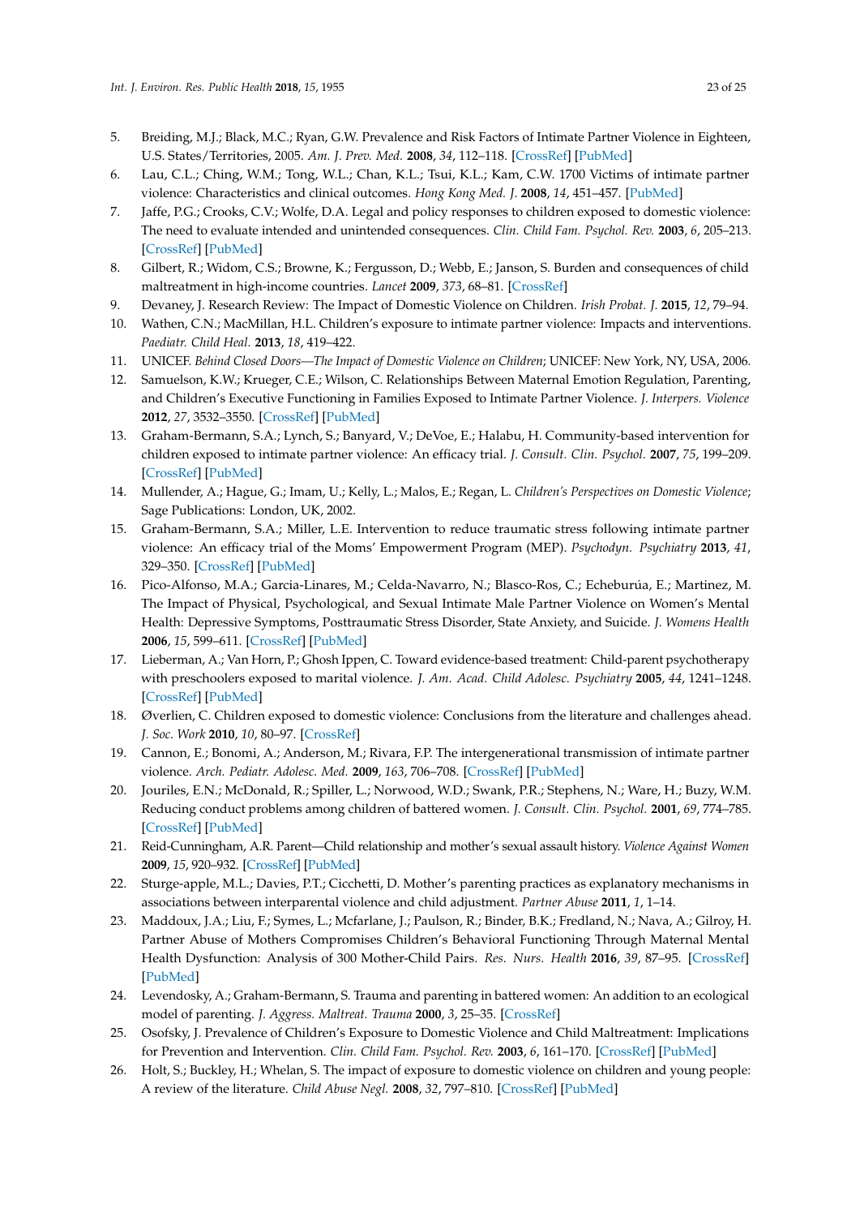5. Breiding, M.J.; Black, M.C.; Ryan, G.W. Prevalence and Risk Factors of Intimate Partner Violence in Eighteen, U.S. States/Territories, 2005. *Am. J. Prev. Med.* **2008**, *34*, 112–118. [CrossRef] [PubMed]
6. Lau, C.L.; Ching, W.M.; Tong, W.L.; Chan, K.L.; Tsui, K.L.; Kam, C.W. 1700 Victims of intimate partner violence: Characteristics and clinical outcomes. *Hong Kong Med. J.* **2008**, *14*, 451–457. [PubMed]
7. Jaffe, P.G.; Crooks, C.V.; Wolfe, D.A. Legal and policy responses to children exposed to domestic violence: The need to evaluate intended and unintended consequences. *Clin. Child Fam. Psychol. Rev.* **2003**, *6*, 205–213. [CrossRef] [PubMed]
8. Gilbert, R.; Widom, C.S.; Browne, K.; Fergusson, D.; Webb, E.; Janson, S. Burden and consequences of child maltreatment in high-income countries. *Lancet* **2009**, *373*, 68–81. [CrossRef]
9. Devaney, J. Research Review: The Impact of Domestic Violence on Children. *Irish Probat. J.* **2015**, *12*, 79–94.
10. Wathen, C.N.; MacMillan, H.L. Children's exposure to intimate partner violence: Impacts and interventions. *Paediatr. Child Heal.* **2013**, *18*, 419–422.
11. UNICEF. *Behind Closed Doors—The Impact of Domestic Violence on Children*; UNICEF: New York, NY, USA, 2006.
12. Samuelson, K.W.; Krueger, C.E.; Wilson, C. Relationships Between Maternal Emotion Regulation, Parenting, and Children's Executive Functioning in Families Exposed to Intimate Partner Violence. *J. Interpers. Violence* **2012**, *27*, 3532–3550. [CrossRef] [PubMed]
13. Graham-Bermann, S.A.; Lynch, S.; Banyard, V.; DeVoe, E.; Halabu, H. Community-based intervention for children exposed to intimate partner violence: An efficacy trial. *J. Consult. Clin. Psychol.* **2007**, *75*, 199–209. [CrossRef] [PubMed]
14. Mullender, A.; Hague, G.; Imam, U.; Kelly, L.; Malos, E.; Regan, L. *Children's Perspectives on Domestic Violence*; Sage Publications: London, UK, 2002.
15. Graham-Bermann, S.A.; Miller, L.E. Intervention to reduce traumatic stress following intimate partner violence: An efficacy trial of the Moms' Empowerment Program (MEP). *Psychodyn. Psychiatry* **2013**, *41*, 329–350. [CrossRef] [PubMed]
16. Pico-Alfonso, M.A.; Garcia-Linares, M.; Celda-Navarro, N.; Blasco-Ros, C.; Echeburúa, E.; Martinez, M. The Impact of Physical, Psychological, and Sexual Intimate Male Partner Violence on Women's Mental Health: Depressive Symptoms, Posttraumatic Stress Disorder, State Anxiety, and Suicide. *J. Womens Health* **2006**, *15*, 599–611. [CrossRef] [PubMed]
17. Lieberman, A.; Van Horn, P.; Ghosh Ippen, C. Toward evidence-based treatment: Child-parent psychotherapy with preschoolers exposed to marital violence. *J. Am. Acad. Child Adolesc. Psychiatry* **2005**, *44*, 1241–1248. [CrossRef] [PubMed]
18. Øverlien, C. Children exposed to domestic violence: Conclusions from the literature and challenges ahead. *J. Soc. Work* **2010**, *10*, 80–97. [CrossRef]
19. Cannon, E.; Bonomi, A.; Anderson, M.; Rivara, F.P. The intergenerational transmission of intimate partner violence. *Arch. Pediatr. Adolesc. Med.* **2009**, *163*, 706–708. [CrossRef] [PubMed]
20. Jouriles, E.N.; McDonald, R.; Spiller, L.; Norwood, W.D.; Swank, P.R.; Stephens, N.; Ware, H.; Buzy, W.M. Reducing conduct problems among children of battered women. *J. Consult. Clin. Psychol.* **2001**, *69*, 774–785. [CrossRef] [PubMed]
21. Reid-Cunningham, A.R. Parent—Child relationship and mother's sexual assault history. *Violence Against Women* **2009**, *15*, 920–932. [CrossRef] [PubMed]
22. Sturge-apple, M.L.; Davies, P.T.; Cicchetti, D. Mother's parenting practices as explanatory mechanisms in associations between interparental violence and child adjustment. *Partner Abuse* **2011**, *1*, 1–14.
23. Maddoux, J.A.; Liu, F.; Symes, L.; Mcfarlane, J.; Paulson, R.; Binder, B.K.; Fredland, N.; Nava, A.; Gilroy, H. Partner Abuse of Mothers Compromises Children's Behavioral Functioning Through Maternal Mental Health Dysfunction: Analysis of 300 Mother-Child Pairs. *Res. Nurs. Health* **2016**, *39*, 87–95. [CrossRef] [PubMed]
24. Levendosky, A.; Graham-Bermann, S. Trauma and parenting in battered women: An addition to an ecological model of parenting. *J. Aggress. Maltreat. Trauma* **2000**, *3*, 25–35. [CrossRef]
25. Osofsky, J. Prevalence of Children's Exposure to Domestic Violence and Child Maltreatment: Implications for Prevention and Intervention. *Clin. Child Fam. Psychol. Rev.* **2003**, *6*, 161–170. [CrossRef] [PubMed]
26. Holt, S.; Buckley, H.; Whelan, S. The impact of exposure to domestic violence on children and young people: A review of the literature. *Child Abuse Negl.* **2008**, *32*, 797–810. [CrossRef] [PubMed]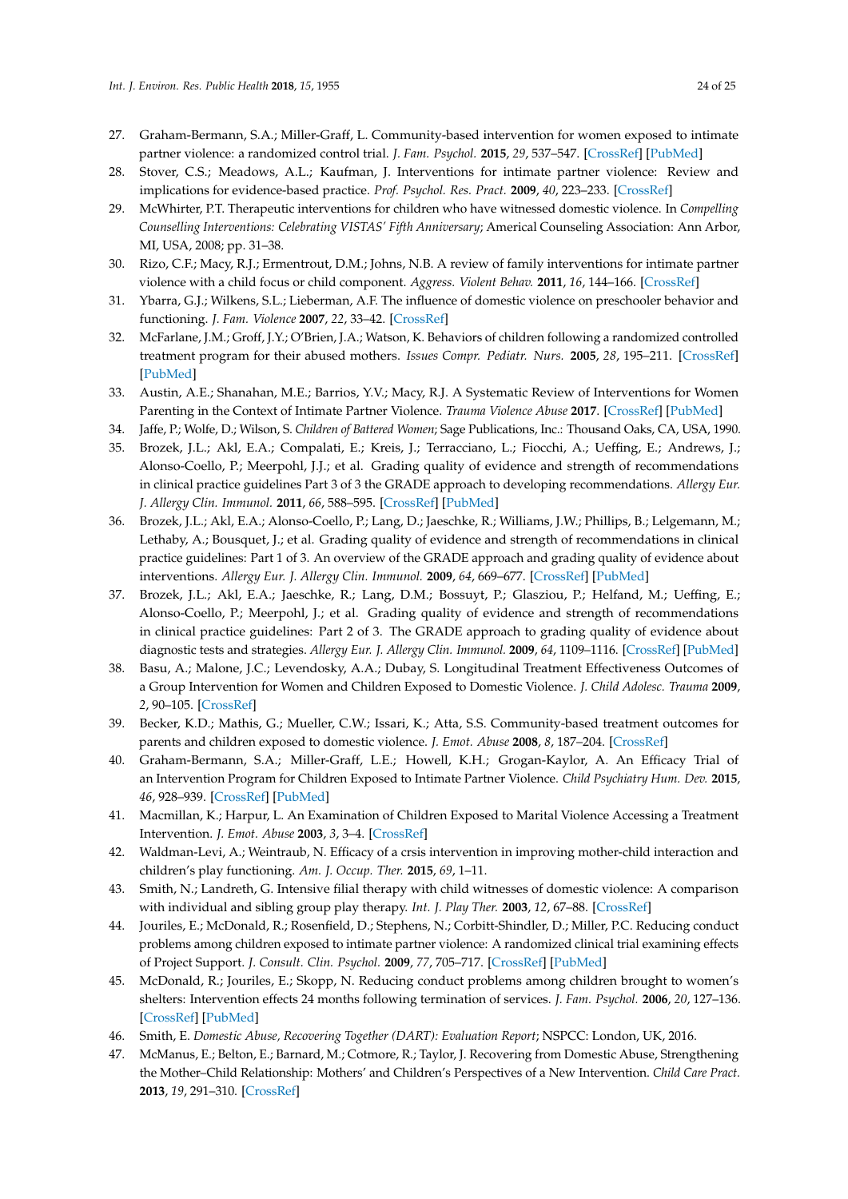27. Graham-Bermann, S.A.; Miller-Graff, L. Community-based intervention for women exposed to intimate partner violence: a randomized control trial. *J. Fam. Psychol.* **2015**, *29*, 537–547. [CrossRef] [PubMed]
28. Stover, C.S.; Meadows, A.L.; Kaufman, J. Interventions for intimate partner violence: Review and implications for evidence-based practice. *Prof. Psychol. Res. Pract.* **2009**, *40*, 223–233. [CrossRef]
29. McWhirter, P.T. Therapeutic interventions for children who have witnessed domestic violence. In *Compelling Counselling Interventions: Celebrating VISTAS' Fifth Anniversary*; Americal Counseling Association: Ann Arbor, MI, USA, 2008; pp. 31–38.
30. Rizo, C.F.; Macy, R.J.; Ermentrout, D.M.; Johns, N.B. A review of family interventions for intimate partner violence with a child focus or child component. *Aggress. Violent Behav.* **2011**, *16*, 144–166. [CrossRef]
31. Ybarra, G.J.; Wilkens, S.L.; Lieberman, A.F. The influence of domestic violence on preschooler behavior and functioning. *J. Fam. Violence* **2007**, *22*, 33–42. [CrossRef]
32. McFarlane, J.M.; Groff, J.Y.; O'Brien, J.A.; Watson, K. Behaviors of children following a randomized controlled treatment program for their abused mothers. *Issues Compr. Pediatr. Nurs.* **2005**, *28*, 195–211. [CrossRef] [PubMed]
33. Austin, A.E.; Shanahan, M.E.; Barrios, Y.V.; Macy, R.J. A Systematic Review of Interventions for Women Parenting in the Context of Intimate Partner Violence. *Trauma Violence Abuse* **2017**. [CrossRef] [PubMed]
34. Jaffe, P.; Wolfe, D.; Wilson, S. *Children of Battered Women*; Sage Publications, Inc.: Thousand Oaks, CA, USA, 1990.
35. Brozek, J.L.; Akl, E.A.; Compalati, E.; Kreis, J.; Terracciano, L.; Fiocchi, A.; Ueffing, E.; Andrews, J.; Alonso-Coello, P.; Meerpohl, J.J.; et al. Grading quality of evidence and strength of recommendations in clinical practice guidelines Part 3 of 3 the GRADE approach to developing recommendations. *Allergy Eur. J. Allergy Clin. Immunol.* **2011**, *66*, 588–595. [CrossRef] [PubMed]
36. Brozek, J.L.; Akl, E.A.; Alonso-Coello, P.; Lang, D.; Jaeschke, R.; Williams, J.W.; Phillips, B.; Lelgemann, M.; Lethaby, A.; Bousquet, J.; et al. Grading quality of evidence and strength of recommendations in clinical practice guidelines: Part 1 of 3. An overview of the GRADE approach and grading quality of evidence about interventions. *Allergy Eur. J. Allergy Clin. Immunol.* **2009**, *64*, 669–677. [CrossRef] [PubMed]
37. Brozek, J.L.; Akl, E.A.; Jaeschke, R.; Lang, D.M.; Bossuyt, P.; Glasziou, P.; Helfand, M.; Ueffing, E.; Alonso-Coello, P.; Meerpohl, J.; et al. Grading quality of evidence and strength of recommendations in clinical practice guidelines: Part 2 of 3. The GRADE approach to grading quality of evidence about diagnostic tests and strategies. *Allergy Eur. J. Allergy Clin. Immunol.* **2009**, *64*, 1109–1116. [CrossRef] [PubMed]
38. Basu, A.; Malone, J.C.; Levendosky, A.A.; Dubay, S. Longitudinal Treatment Effectiveness Outcomes of a Group Intervention for Women and Children Exposed to Domestic Violence. *J. Child Adolesc. Trauma* **2009**, *2*, 90–105. [CrossRef]
39. Becker, K.D.; Mathis, G.; Mueller, C.W.; Issari, K.; Atta, S.S. Community-based treatment outcomes for parents and children exposed to domestic violence. *J. Emot. Abuse* **2008**, *8*, 187–204. [CrossRef]
40. Graham-Bermann, S.A.; Miller-Graff, L.E.; Howell, K.H.; Grogan-Kaylor, A. An Efficacy Trial of an Intervention Program for Children Exposed to Intimate Partner Violence. *Child Psychiatry Hum. Dev.* **2015**, *46*, 928–939. [CrossRef] [PubMed]
41. Macmillan, K.; Harpur, L. An Examination of Children Exposed to Marital Violence Accessing a Treatment Intervention. *J. Emot. Abuse* **2003**, *3*, 3–4. [CrossRef]
42. Waldman-Levi, A.; Weintraub, N. Efficacy of a crsis intervention in improving mother-child interaction and children's play functioning. *Am. J. Occup. Ther.* **2015**, *69*, 1–11.
43. Smith, N.; Landreth, G. Intensive filial therapy with child witnesses of domestic violence: A comparison with individual and sibling group play therapy. *Int. J. Play Ther.* **2003**, *12*, 67–88. [CrossRef]
44. Jouriles, E.; McDonald, R.; Rosenfield, D.; Stephens, N.; Corbitt-Shindler, D.; Miller, P.C. Reducing conduct problems among children exposed to intimate partner violence: A randomized clinical trial examining effects of Project Support. *J. Consult. Clin. Psychol.* **2009**, *77*, 705–717. [CrossRef] [PubMed]
45. McDonald, R.; Jouriles, E.; Skopp, N. Reducing conduct problems among children brought to women's shelters: Intervention effects 24 months following termination of services. *J. Fam. Psychol.* **2006**, *20*, 127–136. [CrossRef] [PubMed]
46. Smith, E. *Domestic Abuse, Recovering Together (DART): Evaluation Report*; NSPCC: London, UK, 2016.
47. McManus, E.; Belton, E.; Barnard, M.; Cotmore, R.; Taylor, J. Recovering from Domestic Abuse, Strengthening the Mother–Child Relationship: Mothers' and Children's Perspectives of a New Intervention. *Child Care Pract.* **2013**, *19*, 291–310. [CrossRef]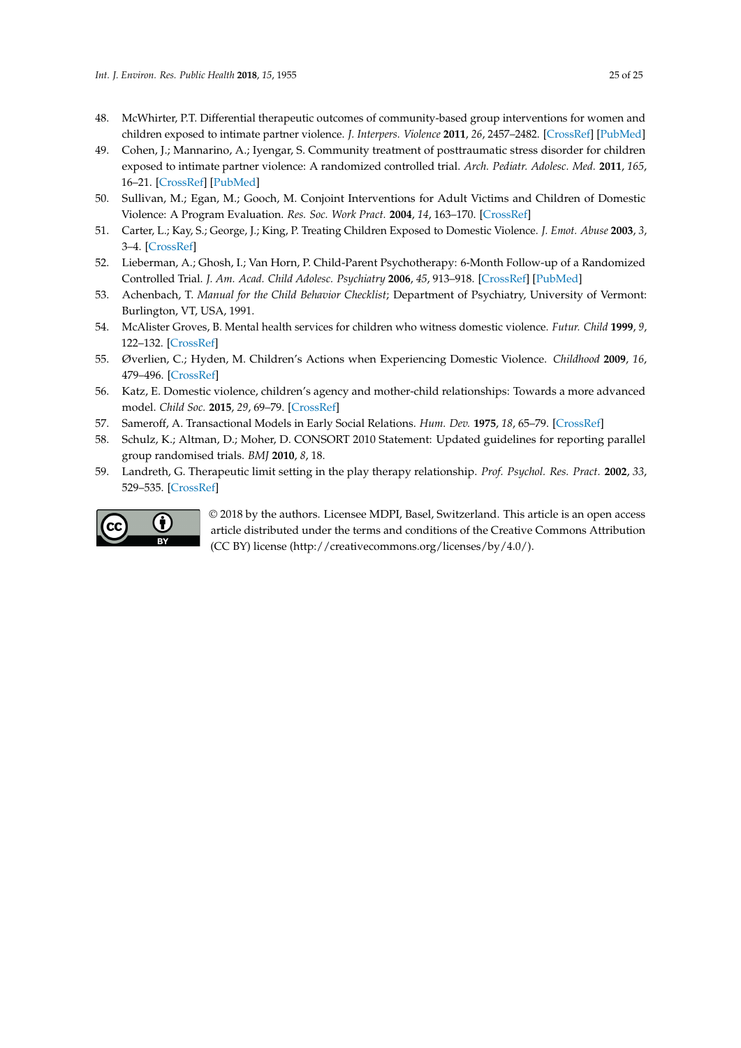48. McWhirter, P.T. Differential therapeutic outcomes of community-based group interventions for women and children exposed to intimate partner violence. *J. Interpers. Violence* **2011**, *26*, 2457–2482. [CrossRef] [PubMed]
49. Cohen, J.; Mannarino, A.; Iyengar, S. Community treatment of posttraumatic stress disorder for children exposed to intimate partner violence: A randomized controlled trial. *Arch. Pediatr. Adolesc. Med.* **2011**, *165*, 16–21. [CrossRef] [PubMed]
50. Sullivan, M.; Egan, M.; Gooch, M. Conjoint Interventions for Adult Victims and Children of Domestic Violence: A Program Evaluation. *Res. Soc. Work Pract.* **2004**, *14*, 163–170. [CrossRef]
51. Carter, L.; Kay, S.; George, J.; King, P. Treating Children Exposed to Domestic Violence. *J. Emot. Abuse* **2003**, *3*, 3–4. [CrossRef]
52. Lieberman, A.; Ghosh, I.; Van Horn, P. Child-Parent Psychotherapy: 6-Month Follow-up of a Randomized Controlled Trial. *J. Am. Acad. Child Adolesc. Psychiatry* **2006**, *45*, 913–918. [CrossRef] [PubMed]
53. Achenbach, T. *Manual for the Child Behavior Checklist*; Department of Psychiatry, University of Vermont: Burlington, VT, USA, 1991.
54. McAlister Groves, B. Mental health services for children who witness domestic violence. *Futur. Child* **1999**, *9*, 122–132. [CrossRef]
55. Øverlien, C.; Hyden, M. Children's Actions when Experiencing Domestic Violence. *Childhood* **2009**, *16*, 479–496. [CrossRef]
56. Katz, E. Domestic violence, children's agency and mother-child relationships: Towards a more advanced model. *Child Soc.* **2015**, *29*, 69–79. [CrossRef]
57. Sameroff, A. Transactional Models in Early Social Relations. *Hum. Dev.* **1975**, *18*, 65–79. [CrossRef]
58. Schulz, K.; Altman, D.; Moher, D. CONSORT 2010 Statement: Updated guidelines for reporting parallel group randomised trials. *BMJ* **2010**, *8*, 18.
59. Landreth, G. Therapeutic limit setting in the play therapy relationship. *Prof. Psychol. Res. Pract.* **2002**, *33*, 529–535. [CrossRef]

© 2018 by the authors. Licensee MDPI, Basel, Switzerland. This article is an open access article distributed under the terms and conditions of the Creative Commons Attribution (CC BY) license (http://creativecommons.org/licenses/by/4.0/).